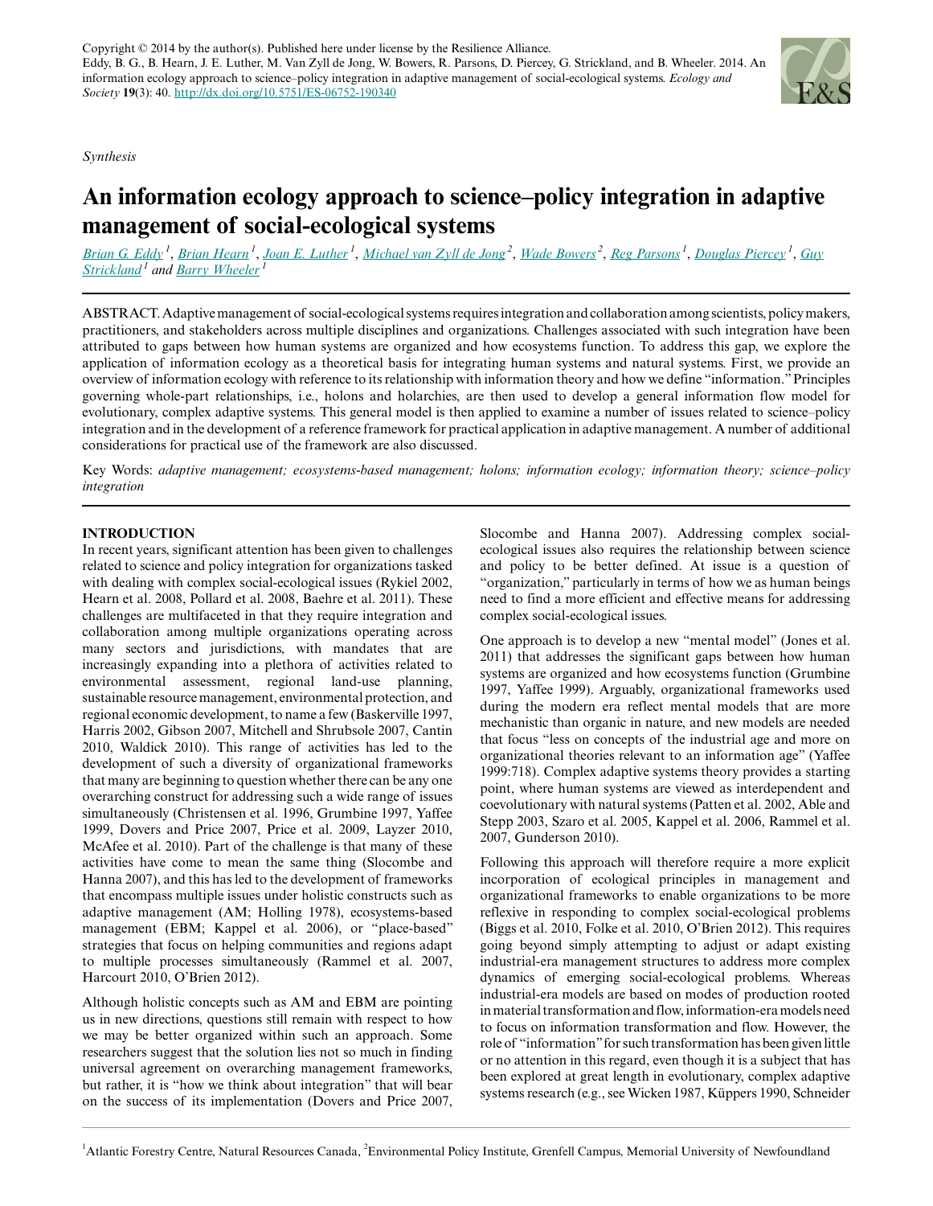Copyright © 2014 by the author(s). Published here under license by the Resilience Alliance.
Eddy, B. G., B. Hearn, J. E. Luther, M. Van Zyll de Jong, W. Bowers, R. Parsons, D. Piercey, G. Strickland, and B. Wheeler. 2014. An information ecology approach to science–policy integration in adaptive management of social-ecological systems. *Ecology and Society* **19**(3): 40. http://dx.doi.org/10.5751/ES-06752-190340

*Synthesis*

# An information ecology approach to science–policy integration in adaptive management of social-ecological systems

Brian G. Eddy [1], Brian Hearn [1], Joan E. Luther [1], Michael van Zyll de Jong [2], Wade Bowers [2], Reg Parsons [1], Douglas Piercey [1], Guy Strickland [1] and Barry Wheeler [1]

ABSTRACT. Adaptive management of social-ecological systems requires integration and collaboration among scientists, policy makers, practitioners, and stakeholders across multiple disciplines and organizations. Challenges associated with such integration have been attributed to gaps between how human systems are organized and how ecosystems function. To address this gap, we explore the application of information ecology as a theoretical basis for integrating human systems and natural systems. First, we provide an overview of information ecology with reference to its relationship with information theory and how we define "information." Principles governing whole-part relationships, i.e., holons and holarchies, are then used to develop a general information flow model for evolutionary, complex adaptive systems. This general model is then applied to examine a number of issues related to science–policy integration and in the development of a reference framework for practical application in adaptive management. A number of additional considerations for practical use of the framework are also discussed.

Key Words: *adaptive management; ecosystems-based management; holons; information ecology; information theory; science–policy integration*

## INTRODUCTION

In recent years, significant attention has been given to challenges related to science and policy integration for organizations tasked with dealing with complex social-ecological issues (Rykiel 2002, Hearn et al. 2008, Pollard et al. 2008, Baehre et al. 2011). These challenges are multifaceted in that they require integration and collaboration among multiple organizations operating across many sectors and jurisdictions, with mandates that are increasingly expanding into a plethora of activities related to environmental assessment, regional land-use planning, sustainable resource management, environmental protection, and regional economic development, to name a few (Baskerville 1997, Harris 2002, Gibson 2007, Mitchell and Shrubsole 2007, Cantin 2010, Waldick 2010). This range of activities has led to the development of such a diversity of organizational frameworks that many are beginning to question whether there can be any one overarching construct for addressing such a wide range of issues simultaneously (Christensen et al. 1996, Grumbine 1997, Yaffee 1999, Dovers and Price 2007, Price et al. 2009, Layzer 2010, McAfee et al. 2010). Part of the challenge is that many of these activities have come to mean the same thing (Slocombe and Hanna 2007), and this has led to the development of frameworks that encompass multiple issues under holistic constructs such as adaptive management (AM; Holling 1978), ecosystems-based management (EBM; Kappel et al. 2006), or "place-based" strategies that focus on helping communities and regions adapt to multiple processes simultaneously (Rammel et al. 2007, Harcourt 2010, O'Brien 2012).

Although holistic concepts such as AM and EBM are pointing us in new directions, questions still remain with respect to how we may be better organized within such an approach. Some researchers suggest that the solution lies not so much in finding universal agreement on overarching management frameworks, but rather, it is "how we think about integration" that will bear on the success of its implementation (Dovers and Price 2007, Slocombe and Hanna 2007). Addressing complex social-ecological issues also requires the relationship between science and policy to be better defined. At issue is a question of "organization," particularly in terms of how we as human beings need to find a more efficient and effective means for addressing complex social-ecological issues.

One approach is to develop a new "mental model" (Jones et al. 2011) that addresses the significant gaps between how human systems are organized and how ecosystems function (Grumbine 1997, Yaffee 1999). Arguably, organizational frameworks used during the modern era reflect mental models that are more mechanistic than organic in nature, and new models are needed that focus "less on concepts of the industrial age and more on organizational theories relevant to an information age" (Yaffee 1999:718). Complex adaptive systems theory provides a starting point, where human systems are viewed as interdependent and coevolutionary with natural systems (Patten et al. 2002, Able and Stepp 2003, Szaro et al. 2005, Kappel et al. 2006, Rammel et al. 2007, Gunderson 2010).

Following this approach will therefore require a more explicit incorporation of ecological principles in management and organizational frameworks to enable organizations to be more reflexive in responding to complex social-ecological problems (Biggs et al. 2010, Folke et al. 2010, O'Brien 2012). This requires going beyond simply attempting to adjust or adapt existing industrial-era management structures to address more complex dynamics of emerging social-ecological problems. Whereas industrial-era models are based on modes of production rooted in material transformation and flow, information-era models need to focus on information transformation and flow. However, the role of "information" for such transformation has been given little or no attention in this regard, even though it is a subject that has been explored at great length in evolutionary, complex adaptive systems research (e.g., see Wicken 1987, Küppers 1990, Schneider

[1] Atlantic Forestry Centre, Natural Resources Canada, [2] Environmental Policy Institute, Grenfell Campus, Memorial University of Newfoundland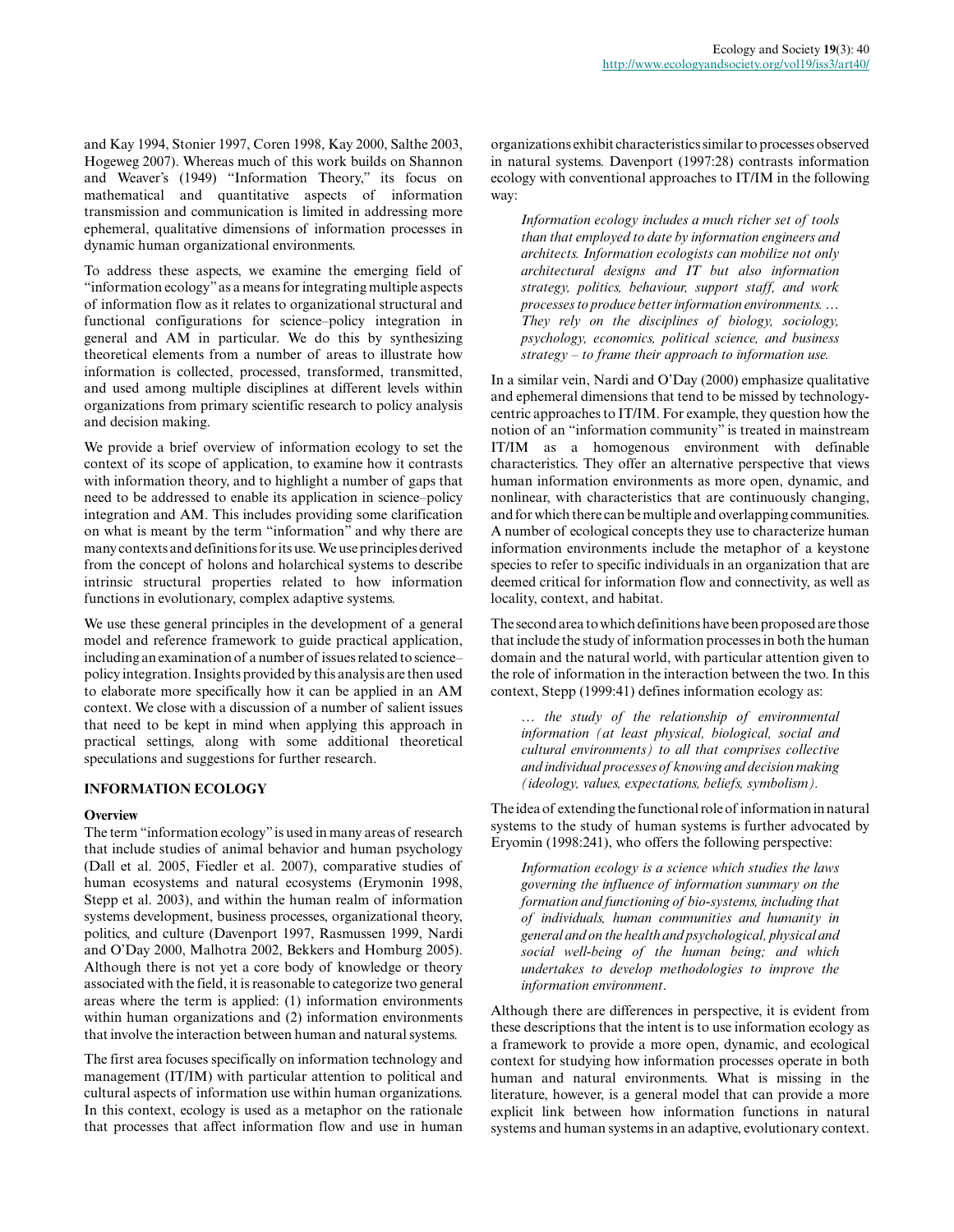and Kay 1994, Stonier 1997, Coren 1998, Kay 2000, Salthe 2003, Hogeweg 2007). Whereas much of this work builds on Shannon and Weaver's (1949) "Information Theory," its focus on mathematical and quantitative aspects of information transmission and communication is limited in addressing more ephemeral, qualitative dimensions of information processes in dynamic human organizational environments.

To address these aspects, we examine the emerging field of "information ecology" as a means for integrating multiple aspects of information flow as it relates to organizational structural and functional configurations for science–policy integration in general and AM in particular. We do this by synthesizing theoretical elements from a number of areas to illustrate how information is collected, processed, transformed, transmitted, and used among multiple disciplines at different levels within organizations from primary scientific research to policy analysis and decision making.

We provide a brief overview of information ecology to set the context of its scope of application, to examine how it contrasts with information theory, and to highlight a number of gaps that need to be addressed to enable its application in science–policy integration and AM. This includes providing some clarification on what is meant by the term "information" and why there are many contexts and definitions for its use. We use principles derived from the concept of holons and holarchical systems to describe intrinsic structural properties related to how information functions in evolutionary, complex adaptive systems.

We use these general principles in the development of a general model and reference framework to guide practical application, including an examination of a number of issues related to science–policy integration. Insights provided by this analysis are then used to elaborate more specifically how it can be applied in an AM context. We close with a discussion of a number of salient issues that need to be kept in mind when applying this approach in practical settings, along with some additional theoretical speculations and suggestions for further research.

## INFORMATION ECOLOGY

### Overview

The term "information ecology" is used in many areas of research that include studies of animal behavior and human psychology (Dall et al. 2005, Fiedler et al. 2007), comparative studies of human ecosystems and natural ecosystems (Erymonin 1998, Stepp et al. 2003), and within the human realm of information systems development, business processes, organizational theory, politics, and culture (Davenport 1997, Rasmussen 1999, Nardi and O'Day 2000, Malhotra 2002, Bekkers and Homburg 2005). Although there is not yet a core body of knowledge or theory associated with the field, it is reasonable to categorize two general areas where the term is applied: (1) information environments within human organizations and (2) information environments that involve the interaction between human and natural systems.

The first area focuses specifically on information technology and management (IT/IM) with particular attention to political and cultural aspects of information use within human organizations. In this context, ecology is used as a metaphor on the rationale that processes that affect information flow and use in human organizations exhibit characteristics similar to processes observed in natural systems. Davenport (1997:28) contrasts information ecology with conventional approaches to IT/IM in the following way:

> *Information ecology includes a much richer set of tools than that employed to date by information engineers and architects. Information ecologists can mobilize not only architectural designs and IT but also information strategy, politics, behaviour, support staff, and work processes to produce better information environments. … They rely on the disciplines of biology, sociology, psychology, economics, political science, and business strategy – to frame their approach to information use.*

In a similar vein, Nardi and O'Day (2000) emphasize qualitative and ephemeral dimensions that tend to be missed by technology-centric approaches to IT/IM. For example, they question how the notion of an "information community" is treated in mainstream IT/IM as a homogenous environment with definable characteristics. They offer an alternative perspective that views human information environments as more open, dynamic, and nonlinear, with characteristics that are continuously changing, and for which there can be multiple and overlapping communities. A number of ecological concepts they use to characterize human information environments include the metaphor of a keystone species to refer to specific individuals in an organization that are deemed critical for information flow and connectivity, as well as locality, context, and habitat.

The second area to which definitions have been proposed are those that include the study of information processes in both the human domain and the natural world, with particular attention given to the role of information in the interaction between the two. In this context, Stepp (1999:41) defines information ecology as:

> *… the study of the relationship of environmental information (at least physical, biological, social and cultural environments) to all that comprises collective and individual processes of knowing and decision making (ideology, values, expectations, beliefs, symbolism).*

The idea of extending the functional role of information in natural systems to the study of human systems is further advocated by Eryomin (1998:241), who offers the following perspective:

> *Information ecology is a science which studies the laws governing the influence of information summary on the formation and functioning of bio-systems, including that of individuals, human communities and humanity in general and on the health and psychological, physical and social well-being of the human being; and which undertakes to develop methodologies to improve the information environment.*

Although there are differences in perspective, it is evident from these descriptions that the intent is to use information ecology as a framework to provide a more open, dynamic, and ecological context for studying how information processes operate in both human and natural environments. What is missing in the literature, however, is a general model that can provide a more explicit link between how information functions in natural systems and human systems in an adaptive, evolutionary context.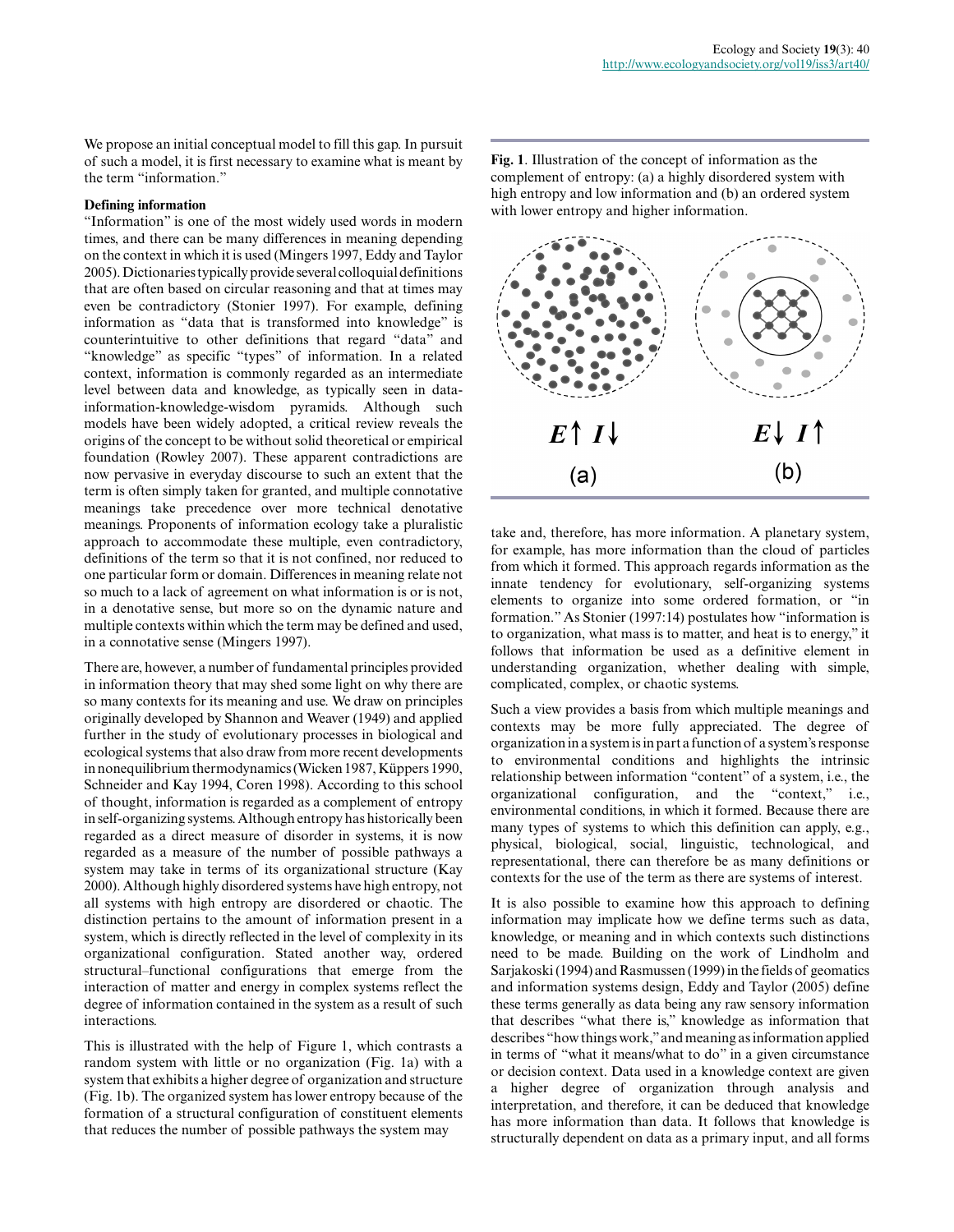We propose an initial conceptual model to fill this gap. In pursuit of such a model, it is first necessary to examine what is meant by the term "information."

### Defining information

"Information" is one of the most widely used words in modern times, and there can be many differences in meaning depending on the context in which it is used (Mingers 1997, Eddy and Taylor 2005). Dictionaries typically provide several colloquial definitions that are often based on circular reasoning and that at times may even be contradictory (Stonier 1997). For example, defining information as "data that is transformed into knowledge" is counterintuitive to other definitions that regard "data" and "knowledge" as specific "types" of information. In a related context, information is commonly regarded as an intermediate level between data and knowledge, as typically seen in data-information-knowledge-wisdom pyramids. Although such models have been widely adopted, a critical review reveals the origins of the concept to be without solid theoretical or empirical foundation (Rowley 2007). These apparent contradictions are now pervasive in everyday discourse to such an extent that the term is often simply taken for granted, and multiple connotative meanings take precedence over more technical denotative meanings. Proponents of information ecology take a pluralistic approach to accommodate these multiple, even contradictory, definitions of the term so that it is not confined, nor reduced to one particular form or domain. Differences in meaning relate not so much to a lack of agreement on what information is or is not, in a denotative sense, but more so on the dynamic nature and multiple contexts within which the term may be defined and used, in a connotative sense (Mingers 1997).

There are, however, a number of fundamental principles provided in information theory that may shed some light on why there are so many contexts for its meaning and use. We draw on principles originally developed by Shannon and Weaver (1949) and applied further in the study of evolutionary processes in biological and ecological systems that also draw from more recent developments in nonequilibrium thermodynamics (Wicken 1987, Küppers 1990, Schneider and Kay 1994, Coren 1998). According to this school of thought, information is regarded as a complement of entropy in self-organizing systems. Although entropy has historically been regarded as a direct measure of disorder in systems, it is now regarded as a measure of the number of possible pathways a system may take in terms of its organizational structure (Kay 2000). Although highly disordered systems have high entropy, not all systems with high entropy are disordered or chaotic. The distinction pertains to the amount of information present in a system, which is directly reflected in the level of complexity in its organizational configuration. Stated another way, ordered structural–functional configurations that emerge from the interaction of matter and energy in complex systems reflect the degree of information contained in the system as a result of such interactions.

This is illustrated with the help of Figure 1, which contrasts a random system with little or no organization (Fig. 1a) with a system that exhibits a higher degree of organization and structure (Fig. 1b). The organized system has lower entropy because of the formation of a structural configuration of constituent elements that reduces the number of possible pathways the system may take and, therefore, has more information. A planetary system, for example, has more information than the cloud of particles from which it formed. This approach regards information as the innate tendency for evolutionary, self-organizing systems elements to organize into some ordered formation, or "in formation." As Stonier (1997:14) postulates how "information is to organization, what mass is to matter, and heat is to energy," it follows that information be used as a definitive element in understanding organization, whether dealing with simple, complicated, complex, or chaotic systems.

**Fig. 1**. Illustration of the concept of information as the complement of entropy: (a) a highly disordered system with high entropy and low information and (b) an ordered system with lower entropy and higher information.

$E\uparrow\ I\downarrow$

(a)

$E\downarrow\ I\uparrow$

(b)

Such a view provides a basis from which multiple meanings and contexts may be more fully appreciated. The degree of organization in a system is in part a function of a system's response to environmental conditions and highlights the intrinsic relationship between information "content" of a system, i.e., the organizational configuration, and the "context," i.e., environmental conditions, in which it formed. Because there are many types of systems to which this definition can apply, e.g., physical, biological, social, linguistic, technological, and representational, there can therefore be as many definitions or contexts for the use of the term as there are systems of interest.

It is also possible to examine how this approach to defining information may implicate how we define terms such as data, knowledge, or meaning and in which contexts such distinctions need to be made. Building on the work of Lindholm and Sarjakoski (1994) and Rasmussen (1999) in the fields of geomatics and information systems design, Eddy and Taylor (2005) define these terms generally as data being any raw sensory information that describes "what there is," knowledge as information that describes "how things work," and meaning as information applied in terms of "what it means/what to do" in a given circumstance or decision context. Data used in a knowledge context are given a higher degree of organization through analysis and interpretation, and therefore, it can be deduced that knowledge has more information than data. It follows that knowledge is structurally dependent on data as a primary input, and all forms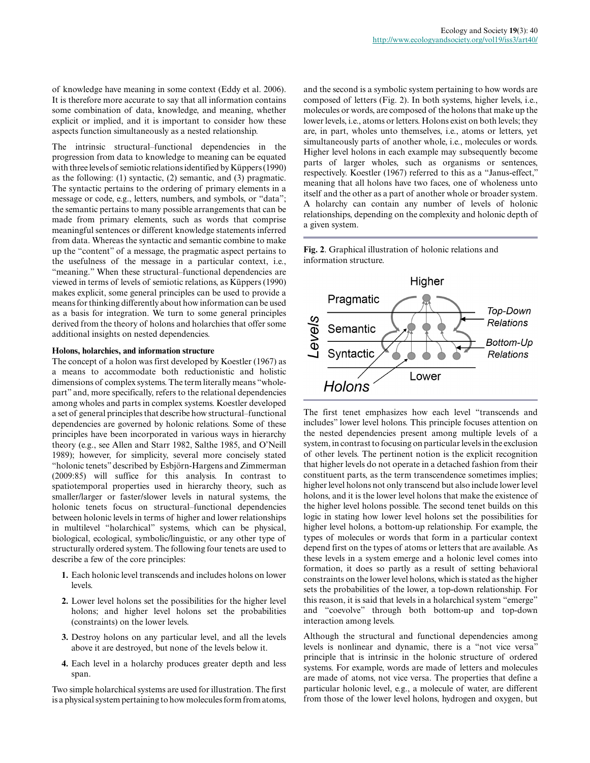of knowledge have meaning in some context (Eddy et al. 2006). It is therefore more accurate to say that all information contains some combination of data, knowledge, and meaning, whether explicit or implied, and it is important to consider how these aspects function simultaneously as a nested relationship.

The intrinsic structural–functional dependencies in the progression from data to knowledge to meaning can be equated with three levels of semiotic relations identified by Küppers (1990) as the following: (1) syntactic, (2) semantic, and (3) pragmatic. The syntactic pertains to the ordering of primary elements in a message or code, e.g., letters, numbers, and symbols, or "data"; the semantic pertains to many possible arrangements that can be made from primary elements, such as words that comprise meaningful sentences or different knowledge statements inferred from data. Whereas the syntactic and semantic combine to make up the "content" of a message, the pragmatic aspect pertains to the usefulness of the message in a particular context, i.e., "meaning." When these structural–functional dependencies are viewed in terms of levels of semiotic relations, as Küppers (1990) makes explicit, some general principles can be used to provide a means for thinking differently about how information can be used as a basis for integration. We turn to some general principles derived from the theory of holons and holarchies that offer some additional insights on nested dependencies.

### Holons, holarchies, and information structure

The concept of a holon was first developed by Koestler (1967) as a means to accommodate both reductionistic and holistic dimensions of complex systems. The term literally means "whole-part" and, more specifically, refers to the relational dependencies among wholes and parts in complex systems. Koestler developed a set of general principles that describe how structural–functional dependencies are governed by holonic relations. Some of these principles have been incorporated in various ways in hierarchy theory (e.g., see Allen and Starr 1982, Salthe 1985, and O'Neill 1989); however, for simplicity, several more concisely stated "holonic tenets" described by Esbjörn-Hargens and Zimmerman (2009:85) will suffice for this analysis. In contrast to spatiotemporal properties used in hierarchy theory, such as smaller/larger or faster/slower levels in natural systems, the holonic tenets focus on structural–functional dependencies between holonic levels in terms of higher and lower relationships in multilevel "holarchical" systems, which can be physical, biological, ecological, symbolic/linguistic, or any other type of structurally ordered system. The following four tenets are used to describe a few of the core principles:

1. Each holonic level transcends and includes holons on lower levels.
2. Lower level holons set the possibilities for the higher level holons; and higher level holons set the probabilities (constraints) on the lower levels.
3. Destroy holons on any particular level, and all the levels above it are destroyed, but none of the levels below it.
4. Each level in a holarchy produces greater depth and less span.

Two simple holarchical systems are used for illustration. The first is a physical system pertaining to how molecules form from atoms, and the second is a symbolic system pertaining to how words are composed of letters (Fig. 2). In both systems, higher levels, i.e., molecules or words, are composed of the holons that make up the lower levels, i.e., atoms or letters. Holons exist on both levels; they are, in part, wholes unto themselves, i.e., atoms or letters, yet simultaneously parts of another whole, i.e., molecules or words. Higher level holons in each example may subsequently become parts of larger wholes, such as organisms or sentences, respectively. Koestler (1967) referred to this as a "Janus-effect," meaning that all holons have two faces, one of wholeness unto itself and the other as a part of another whole or broader system. A holarchy can contain any number of levels of holonic relationships, depending on the complexity and holonic depth of a given system.

**Fig. 2**. Graphical illustration of holonic relations and information structure.

Higher
Pragmatic
Top-Down Relations
Levels
Semantic
Bottom-Up Relations
Syntactic
Lower
Holons

The first tenet emphasizes how each level "transcends and includes" lower level holons. This principle focuses attention on the nested dependencies present among multiple levels of a system, in contrast to focusing on particular levels in the exclusion of other levels. The pertinent notion is the explicit recognition that higher levels do not operate in a detached fashion from their constituent parts, as the term transcendence sometimes implies; higher level holons not only transcend but also include lower level holons, and it is the lower level holons that make the existence of the higher level holons possible. The second tenet builds on this logic in stating how lower level holons set the possibilities for higher level holons, a bottom-up relationship. For example, the types of molecules or words that form in a particular context depend first on the types of atoms or letters that are available. As these levels in a system emerge and a holonic level comes into formation, it does so partly as a result of setting behavioral constraints on the lower level holons, which is stated as the higher sets the probabilities of the lower, a top-down relationship. For this reason, it is said that levels in a holarchical system "emerge" and "coevolve" through both bottom-up and top-down interaction among levels.

Although the structural and functional dependencies among levels is nonlinear and dynamic, there is a "not vice versa" principle that is intrinsic in the holonic structure of ordered systems. For example, words are made of letters and molecules are made of atoms, not vice versa. The properties that define a particular holonic level, e.g., a molecule of water, are different from those of the lower level holons, hydrogen and oxygen, but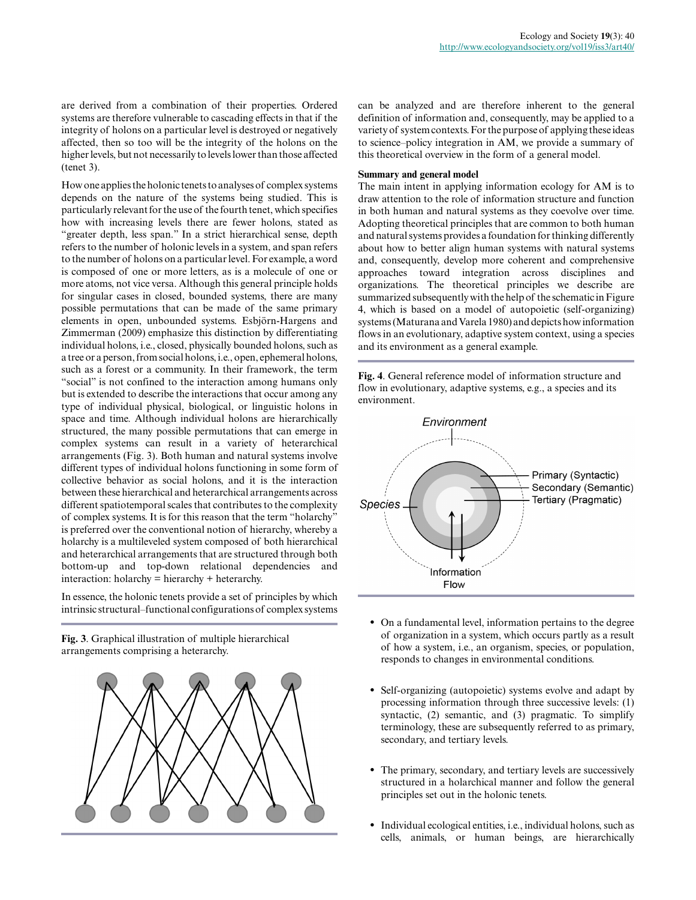are derived from a combination of their properties. Ordered systems are therefore vulnerable to cascading effects in that if the integrity of holons on a particular level is destroyed or negatively affected, then so too will be the integrity of the holons on the higher levels, but not necessarily to levels lower than those affected (tenet 3).

How one applies the holonic tenets to analyses of complex systems depends on the nature of the systems being studied. This is particularly relevant for the use of the fourth tenet, which specifies how with increasing levels there are fewer holons, stated as "greater depth, less span." In a strict hierarchical sense, depth refers to the number of holonic levels in a system, and span refers to the number of holons on a particular level. For example, a word is composed of one or more letters, as is a molecule of one or more atoms, not vice versa. Although this general principle holds for singular cases in closed, bounded systems, there are many possible permutations that can be made of the same primary elements in open, unbounded systems. Esbjörn-Hargens and Zimmerman (2009) emphasize this distinction by differentiating individual holons, i.e., closed, physically bounded holons, such as a tree or a person, from social holons, i.e., open, ephemeral holons, such as a forest or a community. In their framework, the term "social" is not confined to the interaction among humans only but is extended to describe the interactions that occur among any type of individual physical, biological, or linguistic holons in space and time. Although individual holons are hierarchically structured, the many possible permutations that can emerge in complex systems can result in a variety of heterarchical arrangements (Fig. 3). Both human and natural systems involve different types of individual holons functioning in some form of collective behavior as social holons, and it is the interaction between these hierarchical and heterarchical arrangements across different spatiotemporal scales that contributes to the complexity of complex systems. It is for this reason that the term "holarchy" is preferred over the conventional notion of hierarchy, whereby a holarchy is a multileveled system composed of both hierarchical and heterarchical arrangements that are structured through both bottom-up and top-down relational dependencies and interaction: holarchy = hierarchy + heterarchy.

In essence, the holonic tenets provide a set of principles by which intrinsic structural–functional configurations of complex systems can be analyzed and are therefore inherent to the general definition of information and, consequently, may be applied to a variety of system contexts. For the purpose of applying these ideas to science–policy integration in AM, we provide a summary of this theoretical overview in the form of a general model.

**Fig. 3**. Graphical illustration of multiple hierarchical arrangements comprising a heterarchy.

**Summary and general model**

The main intent in applying information ecology for AM is to draw attention to the role of information structure and function in both human and natural systems as they coevolve over time. Adopting theoretical principles that are common to both human and natural systems provides a foundation for thinking differently about how to better align human systems with natural systems and, consequently, develop more coherent and comprehensive approaches toward integration across disciplines and organizations. The theoretical principles we describe are summarized subsequently with the help of the schematic in Figure 4, which is based on a model of autopoietic (self-organizing) systems (Maturana and Varela 1980) and depicts how information flows in an evolutionary, adaptive system context, using a species and its environment as a general example.

**Fig. 4**. General reference model of information structure and flow in evolutionary, adaptive systems, e.g., a species and its environment.

Environment
Species
Primary (Syntactic)
Secondary (Semantic)
Tertiary (Pragmatic)
Information Flow

- On a fundamental level, information pertains to the degree of organization in a system, which occurs partly as a result of how a system, i.e., an organism, species, or population, responds to changes in environmental conditions.
- Self-organizing (autopoietic) systems evolve and adapt by processing information through three successive levels: (1) syntactic, (2) semantic, and (3) pragmatic. To simplify terminology, these are subsequently referred to as primary, secondary, and tertiary levels.
- The primary, secondary, and tertiary levels are successively structured in a holarchical manner and follow the general principles set out in the holonic tenets.
- Individual ecological entities, i.e., individual holons, such as cells, animals, or human beings, are hierarchically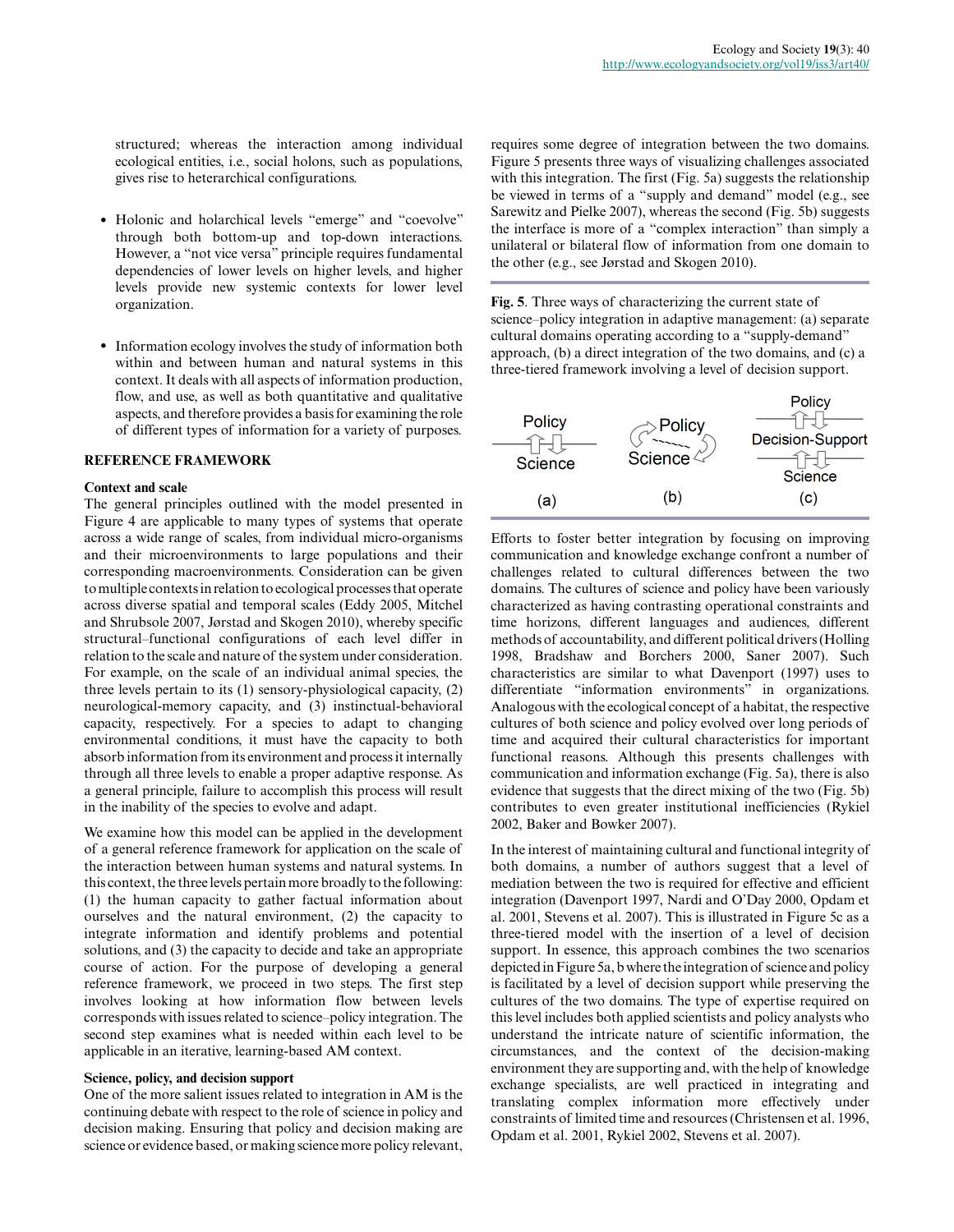structured; whereas the interaction among individual ecological entities, i.e., social holons, such as populations, gives rise to heterarchical configurations.

- Holonic and holarchical levels "emerge" and "coevolve" through both bottom-up and top-down interactions. However, a "not vice versa" principle requires fundamental dependencies of lower levels on higher levels, and higher levels provide new systemic contexts for lower level organization.
- Information ecology involves the study of information both within and between human and natural systems in this context. It deals with all aspects of information production, flow, and use, as well as both quantitative and qualitative aspects, and therefore provides a basis for examining the role of different types of information for a variety of purposes.

## REFERENCE FRAMEWORK

### Context and scale

The general principles outlined with the model presented in Figure 4 are applicable to many types of systems that operate across a wide range of scales, from individual micro-organisms and their microenvironments to large populations and their corresponding macroenvironments. Consideration can be given to multiple contexts in relation to ecological processes that operate across diverse spatial and temporal scales (Eddy 2005, Mitchel and Shrubsole 2007, Jørstad and Skogen 2010), whereby specific structural–functional configurations of each level differ in relation to the scale and nature of the system under consideration. For example, on the scale of an individual animal species, the three levels pertain to its (1) sensory-physiological capacity, (2) neurological-memory capacity, and (3) instinctual-behavioral capacity, respectively. For a species to adapt to changing environmental conditions, it must have the capacity to both absorb information from its environment and process it internally through all three levels to enable a proper adaptive response. As a general principle, failure to accomplish this process will result in the inability of the species to evolve and adapt.

We examine how this model can be applied in the development of a general reference framework for application on the scale of the interaction between human systems and natural systems. In this context, the three levels pertain more broadly to the following: (1) the human capacity to gather factual information about ourselves and the natural environment, (2) the capacity to integrate information and identify problems and potential solutions, and (3) the capacity to decide and take an appropriate course of action. For the purpose of developing a general reference framework, we proceed in two steps. The first step involves looking at how information flow between levels corresponds with issues related to science–policy integration. The second step examines what is needed within each level to be applicable in an iterative, learning-based AM context.

### Science, policy, and decision support

One of the more salient issues related to integration in AM is the continuing debate with respect to the role of science in policy and decision making. Ensuring that policy and decision making are science or evidence based, or making science more policy relevant, requires some degree of integration between the two domains. Figure 5 presents three ways of visualizing challenges associated with this integration. The first (Fig. 5a) suggests the relationship be viewed in terms of a "supply and demand" model (e.g., see Sarewitz and Pielke 2007), whereas the second (Fig. 5b) suggests the interface is more of a "complex interaction" than simply a unilateral or bilateral flow of information from one domain to the other (e.g., see Jørstad and Skogen 2010).

**Fig. 5**. Three ways of characterizing the current state of science–policy integration in adaptive management: (a) separate cultural domains operating according to a "supply-demand" approach, (b) a direct integration of the two domains, and (c) a three-tiered framework involving a level of decision support.

Efforts to foster better integration by focusing on improving communication and knowledge exchange confront a number of challenges related to cultural differences between the two domains. The cultures of science and policy have been variously characterized as having contrasting operational constraints and time horizons, different languages and audiences, different methods of accountability, and different political drivers (Holling 1998, Bradshaw and Borchers 2000, Saner 2007). Such characteristics are similar to what Davenport (1997) uses to differentiate "information environments" in organizations. Analogous with the ecological concept of a habitat, the respective cultures of both science and policy evolved over long periods of time and acquired their cultural characteristics for important functional reasons. Although this presents challenges with communication and information exchange (Fig. 5a), there is also evidence that suggests that the direct mixing of the two (Fig. 5b) contributes to even greater institutional inefficiencies (Rykiel 2002, Baker and Bowker 2007).

In the interest of maintaining cultural and functional integrity of both domains, a number of authors suggest that a level of mediation between the two is required for effective and efficient integration (Davenport 1997, Nardi and O'Day 2000, Opdam et al. 2001, Stevens et al. 2007). This is illustrated in Figure 5c as a three-tiered model with the insertion of a level of decision support. In essence, this approach combines the two scenarios depicted in Figure 5a, b where the integration of science and policy is facilitated by a level of decision support while preserving the cultures of the two domains. The type of expertise required on this level includes both applied scientists and policy analysts who understand the intricate nature of scientific information, the circumstances, and the context of the decision-making environment they are supporting and, with the help of knowledge exchange specialists, are well practiced in integrating and translating complex information more effectively under constraints of limited time and resources (Christensen et al. 1996, Opdam et al. 2001, Rykiel 2002, Stevens et al. 2007).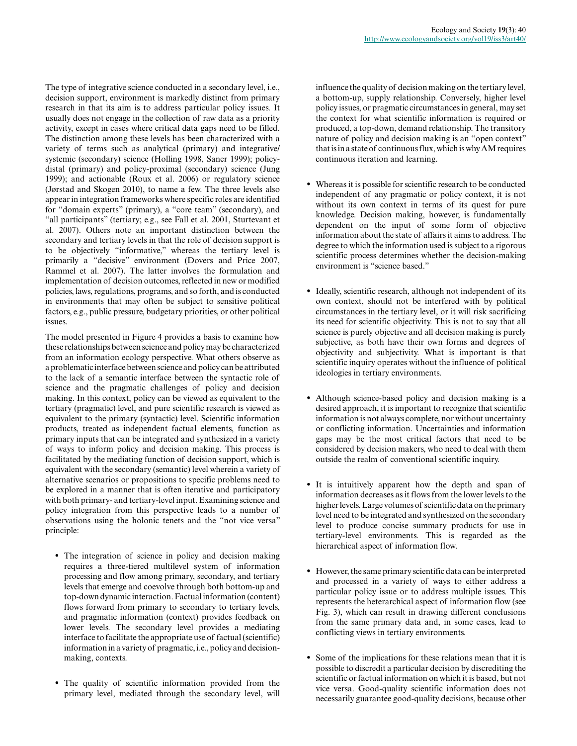The type of integrative science conducted in a secondary level, i.e., decision support, environment is markedly distinct from primary research in that its aim is to address particular policy issues. It usually does not engage in the collection of raw data as a priority activity, except in cases where critical data gaps need to be filled. The distinction among these levels has been characterized with a variety of terms such as analytical (primary) and integrative/systemic (secondary) science (Holling 1998, Saner 1999); policy-distal (primary) and policy-proximal (secondary) science (Jung 1999); and actionable (Roux et al. 2006) or regulatory science (Jørstad and Skogen 2010), to name a few. The three levels also appear in integration frameworks where specific roles are identified for "domain experts" (primary), a "core team" (secondary), and "all participants" (tertiary; e.g., see Fall et al. 2001, Sturtevant et al. 2007). Others note an important distinction between the secondary and tertiary levels in that the role of decision support is to be objectively "informative," whereas the tertiary level is primarily a "decisive" environment (Dovers and Price 2007, Rammel et al. 2007). The latter involves the formulation and implementation of decision outcomes, reflected in new or modified policies, laws, regulations, programs, and so forth, and is conducted in environments that may often be subject to sensitive political factors, e.g., public pressure, budgetary priorities, or other political issues.

The model presented in Figure 4 provides a basis to examine how these relationships between science and policy may be characterized from an information ecology perspective. What others observe as a problematic interface between science and policy can be attributed to the lack of a semantic interface between the syntactic role of science and the pragmatic challenges of policy and decision making. In this context, policy can be viewed as equivalent to the tertiary (pragmatic) level, and pure scientific research is viewed as equivalent to the primary (syntactic) level. Scientific information products, treated as independent factual elements, function as primary inputs that can be integrated and synthesized in a variety of ways to inform policy and decision making. This process is facilitated by the mediating function of decision support, which is equivalent with the secondary (semantic) level wherein a variety of alternative scenarios or propositions to specific problems need to be explored in a manner that is often iterative and participatory with both primary- and tertiary-level input. Examining science and policy integration from this perspective leads to a number of observations using the holonic tenets and the "not vice versa" principle:

- The integration of science in policy and decision making requires a three-tiered multilevel system of information processing and flow among primary, secondary, and tertiary levels that emerge and coevolve through both bottom-up and top-down dynamic interaction. Factual information (content) flows forward from primary to secondary to tertiary levels, and pragmatic information (context) provides feedback on lower levels. The secondary level provides a mediating interface to facilitate the appropriate use of factual (scientific) information in a variety of pragmatic, i.e., policy and decision-making, contexts.

- The quality of scientific information provided from the primary level, mediated through the secondary level, will influence the quality of decision making on the tertiary level, a bottom-up, supply relationship. Conversely, higher level policy issues, or pragmatic circumstances in general, may set the context for what scientific information is required or produced, a top-down, demand relationship. The transitory nature of policy and decision making is an "open context" that is in a state of continuous flux, which is why AM requires continuous iteration and learning.

- Whereas it is possible for scientific research to be conducted independent of any pragmatic or policy context, it is not without its own context in terms of its quest for pure knowledge. Decision making, however, is fundamentally dependent on the input of some form of objective information about the state of affairs it aims to address. The degree to which the information used is subject to a rigorous scientific process determines whether the decision-making environment is "science based."

- Ideally, scientific research, although not independent of its own context, should not be interfered with by political circumstances in the tertiary level, or it will risk sacrificing its need for scientific objectivity. This is not to say that all science is purely objective and all decision making is purely subjective, as both have their own forms and degrees of objectivity and subjectivity. What is important is that scientific inquiry operates without the influence of political ideologies in tertiary environments.

- Although science-based policy and decision making is a desired approach, it is important to recognize that scientific information is not always complete, nor without uncertainty or conflicting information. Uncertainties and information gaps may be the most critical factors that need to be considered by decision makers, who need to deal with them outside the realm of conventional scientific inquiry.

- It is intuitively apparent how the depth and span of information decreases as it flows from the lower levels to the higher levels. Large volumes of scientific data on the primary level need to be integrated and synthesized on the secondary level to produce concise summary products for use in tertiary-level environments. This is regarded as the hierarchical aspect of information flow.

- However, the same primary scientific data can be interpreted and processed in a variety of ways to either address a particular policy issue or to address multiple issues. This represents the heterarchical aspect of information flow (see Fig. 3), which can result in drawing different conclusions from the same primary data and, in some cases, lead to conflicting views in tertiary environments.

- Some of the implications for these relations mean that it is possible to discredit a particular decision by discrediting the scientific or factual information on which it is based, but not vice versa. Good-quality scientific information does not necessarily guarantee good-quality decisions, because other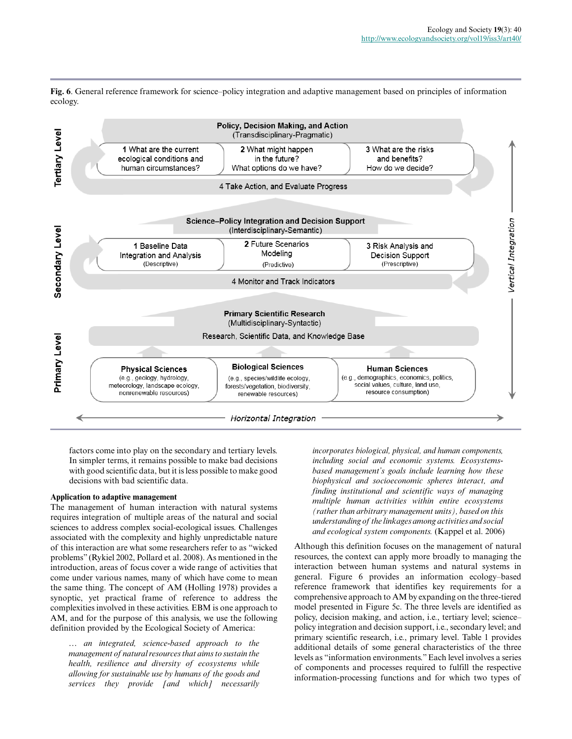**Fig. 6**. General reference framework for science–policy integration and adaptive management based on principles of information ecology.

factors come into play on the secondary and tertiary levels. In simpler terms, it remains possible to make bad decisions with good scientific data, but it is less possible to make good decisions with bad scientific data.

### Application to adaptive management

The management of human interaction with natural systems requires integration of multiple areas of the natural and social sciences to address complex social-ecological issues. Challenges associated with the complexity and highly unpredictable nature of this interaction are what some researchers refer to as "wicked problems" (Rykiel 2002, Pollard et al. 2008). As mentioned in the introduction, areas of focus cover a wide range of activities that come under various names, many of which have come to mean the same thing. The concept of AM (Holling 1978) provides a synoptic, yet practical frame of reference to address the complexities involved in these activities. EBM is one approach to AM, and for the purpose of this analysis, we use the following definition provided by the Ecological Society of America:

> *… an integrated, science-based approach to the management of natural resources that aims to sustain the health, resilience and diversity of ecosystems while allowing for sustainable use by humans of the goods and services they provide [and which] necessarily incorporates biological, physical, and human components, including social and economic systems. Ecosystems-based management's goals include learning how these biophysical and socioeconomic spheres interact, and finding institutional and scientific ways of managing multiple human activities within entire ecosystems (rather than arbitrary management units), based on this understanding of the linkages among activities and social and ecological system components.* (Kappel et al. 2006)

Although this definition focuses on the management of natural resources, the context can apply more broadly to managing the interaction between human systems and natural systems in general. Figure 6 provides an information ecology–based reference framework that identifies key requirements for a comprehensive approach to AM by expanding on the three-tiered model presented in Figure 5c. The three levels are identified as policy, decision making, and action, i.e., tertiary level; science–policy integration and decision support, i.e., secondary level; and primary scientific research, i.e., primary level. Table 1 provides additional details of some general characteristics of the three levels as "information environments." Each level involves a series of components and processes required to fulfill the respective information-processing functions and for which two types of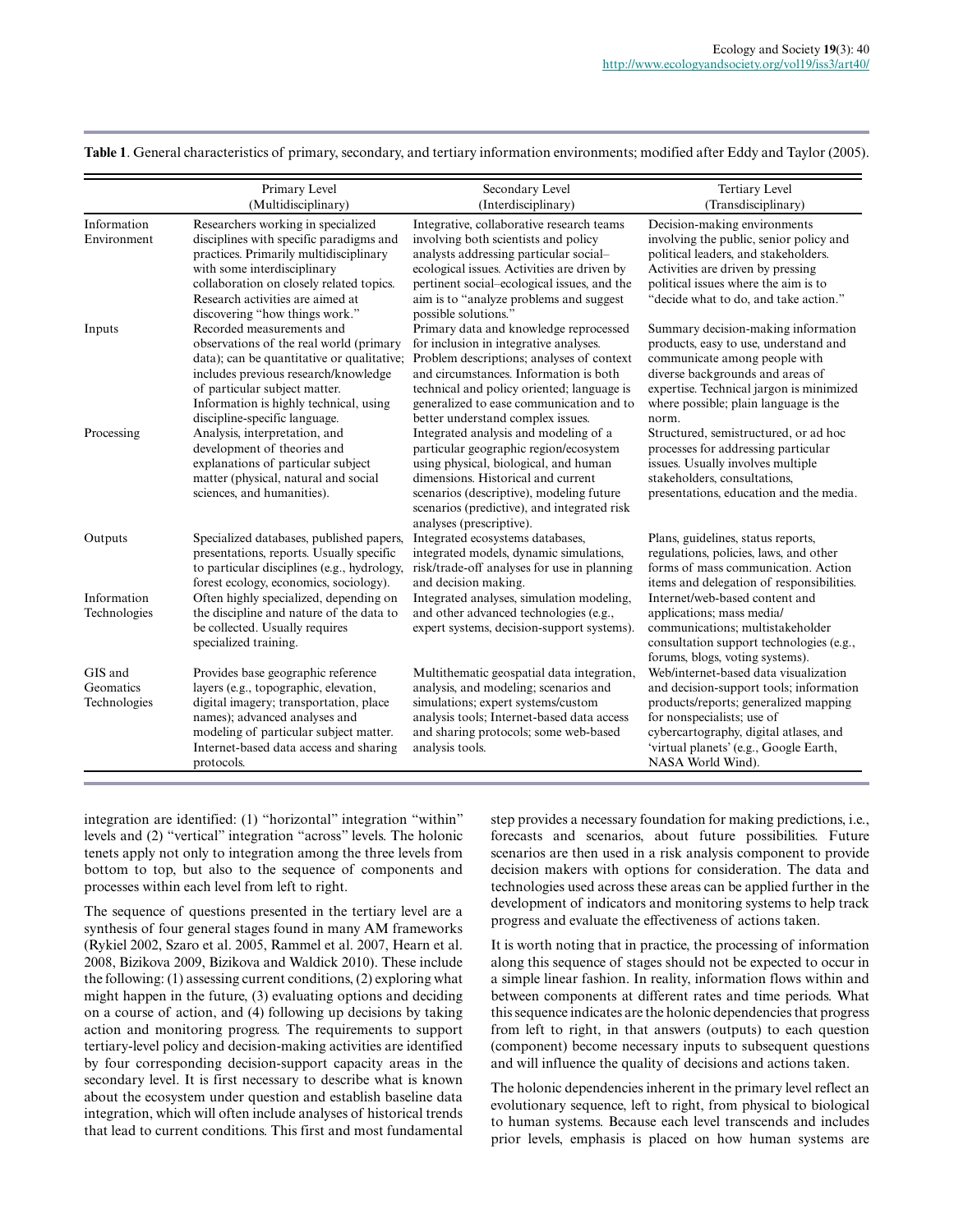**Table 1**. General characteristics of primary, secondary, and tertiary information environments; modified after Eddy and Taylor (2005).

| | Primary Level (Multidisciplinary) | Secondary Level (Interdisciplinary) | Tertiary Level (Transdisciplinary) |
|---|---|---|---|
| Information Environment | Researchers working in specialized disciplines with specific paradigms and practices. Primarily multidisciplinary with some interdisciplinary collaboration on closely related topics. Research activities are aimed at discovering "how things work." | Integrative, collaborative research teams involving both scientists and policy analysts addressing particular social–ecological issues. Activities are driven by pertinent social–ecological issues, and the aim is to "analyze problems and suggest possible solutions." | Decision-making environments involving the public, senior policy and political leaders, and stakeholders. Activities are driven by pressing political issues where the aim is to "decide what to do, and take action." |
| Inputs | Recorded measurements and observations of the real world (primary data); can be quantitative or qualitative; includes previous research/knowledge of particular subject matter. Information is highly technical, using discipline-specific language. | Primary data and knowledge reprocessed for inclusion in integrative analyses. Problem descriptions; analyses of context and circumstances. Information is both technical and policy oriented; language is generalized to ease communication and to better understand complex issues. | Summary decision-making information products, easy to use, understand and communicate among people with diverse backgrounds and areas of expertise. Technical jargon is minimized where possible; plain language is the norm. |
| Processing | Analysis, interpretation, and development of theories and explanations of particular subject matter (physical, natural and social sciences, and humanities). | Integrated analysis and modeling of a particular geographic region/ecosystem using physical, biological, and human dimensions. Historical and current scenarios (descriptive), modeling future scenarios (predictive), and integrated risk analyses (prescriptive). | Structured, semistructured, or ad hoc processes for addressing particular issues. Usually involves multiple stakeholders, consultations, presentations, education and the media. |
| Outputs | Specialized databases, published papers, presentations, reports. Usually specific to particular disciplines (e.g., hydrology, forest ecology, economics, sociology). | Integrated ecosystems databases, integrated models, dynamic simulations, risk/trade-off analyses for use in planning and decision making. | Plans, guidelines, status reports, regulations, policies, laws, and other forms of mass communication. Action items and delegation of responsibilities. |
| Information Technologies | Often highly specialized, depending on the discipline and nature of the data to be collected. Usually requires specialized training. | Integrated analyses, simulation modeling, and other advanced technologies (e.g., expert systems, decision-support systems). | Internet/web-based content and applications; mass media/ communications; multistakeholder consultation support technologies (e.g., forums, blogs, voting systems). |
| GIS and Geomatics Technologies | Provides base geographic reference layers (e.g., topographic, elevation, digital imagery; transportation, place names); advanced analyses and modeling of particular subject matter. Internet-based data access and sharing protocols. | Multithematic geospatial data integration, analysis, and modeling; scenarios and simulations; expert systems/custom analysis tools; Internet-based data access and sharing protocols; some web-based analysis tools. | Web/internet-based data visualization and decision-support tools; information products/reports; generalized mapping for nonspecialists; use of cybercartography, digital atlases, and 'virtual planets' (e.g., Google Earth, NASA World Wind). |

integration are identified: (1) "horizontal" integration "within" levels and (2) "vertical" integration "across" levels. The holonic tenets apply not only to integration among the three levels from bottom to top, but also to the sequence of components and processes within each level from left to right.

The sequence of questions presented in the tertiary level are a synthesis of four general stages found in many AM frameworks (Rykiel 2002, Szaro et al. 2005, Rammel et al. 2007, Hearn et al. 2008, Bizikova 2009, Bizikova and Waldick 2010). These include the following: (1) assessing current conditions, (2) exploring what might happen in the future, (3) evaluating options and deciding on a course of action, and (4) following up decisions by taking action and monitoring progress. The requirements to support tertiary-level policy and decision-making activities are identified by four corresponding decision-support capacity areas in the secondary level. It is first necessary to describe what is known about the ecosystem under question and establish baseline data integration, which will often include analyses of historical trends that lead to current conditions. This first and most fundamental step provides a necessary foundation for making predictions, i.e., forecasts and scenarios, about future possibilities. Future scenarios are then used in a risk analysis component to provide decision makers with options for consideration. The data and technologies used across these areas can be applied further in the development of indicators and monitoring systems to help track progress and evaluate the effectiveness of actions taken.

It is worth noting that in practice, the processing of information along this sequence of stages should not be expected to occur in a simple linear fashion. In reality, information flows within and between components at different rates and time periods. What this sequence indicates are the holonic dependencies that progress from left to right, in that answers (outputs) to each question (component) become necessary inputs to subsequent questions and will influence the quality of decisions and actions taken.

The holonic dependencies inherent in the primary level reflect an evolutionary sequence, left to right, from physical to biological to human systems. Because each level transcends and includes prior levels, emphasis is placed on how human systems are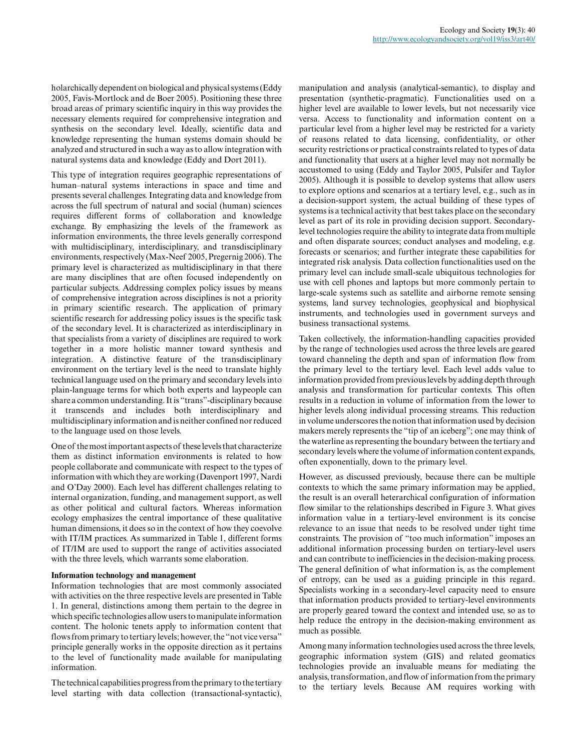holarchically dependent on biological and physical systems (Eddy 2005, Favis-Mortlock and de Boer 2005). Positioning these three broad areas of primary scientific inquiry in this way provides the necessary elements required for comprehensive integration and synthesis on the secondary level. Ideally, scientific data and knowledge representing the human systems domain should be analyzed and structured in such a way as to allow integration with natural systems data and knowledge (Eddy and Dort 2011).

This type of integration requires geographic representations of human–natural systems interactions in space and time and presents several challenges. Integrating data and knowledge from across the full spectrum of natural and social (human) sciences requires different forms of collaboration and knowledge exchange. By emphasizing the levels of the framework as information environments, the three levels generally correspond with multidisciplinary, interdisciplinary, and transdisciplinary environments, respectively (Max-Neef 2005, Pregernig 2006). The primary level is characterized as multidisciplinary in that there are many disciplines that are often focused independently on particular subjects. Addressing complex policy issues by means of comprehensive integration across disciplines is not a priority in primary scientific research. The application of primary scientific research for addressing policy issues is the specific task of the secondary level. It is characterized as interdisciplinary in that specialists from a variety of disciplines are required to work together in a more holistic manner toward synthesis and integration. A distinctive feature of the transdisciplinary environment on the tertiary level is the need to translate highly technical language used on the primary and secondary levels into plain-language terms for which both experts and laypeople can share a common understanding. It is "trans"-disciplinary because it transcends and includes both interdisciplinary and multidisciplinary information and is neither confined nor reduced to the language used on those levels.

One of the most important aspects of these levels that characterize them as distinct information environments is related to how people collaborate and communicate with respect to the types of information with which they are working (Davenport 1997, Nardi and O'Day 2000). Each level has different challenges relating to internal organization, funding, and management support, as well as other political and cultural factors. Whereas information ecology emphasizes the central importance of these qualitative human dimensions, it does so in the context of how they coevolve with IT/IM practices. As summarized in Table 1, different forms of IT/IM are used to support the range of activities associated with the three levels, which warrants some elaboration.

**Information technology and management**

Information technologies that are most commonly associated with activities on the three respective levels are presented in Table 1. In general, distinctions among them pertain to the degree in which specific technologies allow users to manipulate information content. The holonic tenets apply to information content that flows from primary to tertiary levels; however, the "not vice versa" principle generally works in the opposite direction as it pertains to the level of functionality made available for manipulating information.

The technical capabilities progress from the primary to the tertiary level starting with data collection (transactional-syntactic), manipulation and analysis (analytical-semantic), to display and presentation (synthetic-pragmatic). Functionalities used on a higher level are available to lower levels, but not necessarily vice versa. Access to functionality and information content on a particular level from a higher level may be restricted for a variety of reasons related to data licensing, confidentiality, or other security restrictions or practical constraints related to types of data and functionality that users at a higher level may not normally be accustomed to using (Eddy and Taylor 2005, Pulsifer and Taylor 2005). Although it is possible to develop systems that allow users to explore options and scenarios at a tertiary level, e.g., such as in a decision-support system, the actual building of these types of systems is a technical activity that best takes place on the secondary level as part of its role in providing decision support. Secondary-level technologies require the ability to integrate data from multiple and often disparate sources; conduct analyses and modeling, e.g. forecasts or scenarios; and further integrate these capabilities for integrated risk analysis. Data collection functionalities used on the primary level can include small-scale ubiquitous technologies for use with cell phones and laptops but more commonly pertain to large-scale systems such as satellite and airborne remote sensing systems, land survey technologies, geophysical and biophysical instruments, and technologies used in government surveys and business transactional systems.

Taken collectively, the information-handling capacities provided by the range of technologies used across the three levels are geared toward channeling the depth and span of information flow from the primary level to the tertiary level. Each level adds value to information provided from previous levels by adding depth through analysis and transformation for particular contexts. This often results in a reduction in volume of information from the lower to higher levels along individual processing streams. This reduction in volume underscores the notion that information used by decision makers merely represents the "tip of an iceberg"; one may think of the waterline as representing the boundary between the tertiary and secondary levels where the volume of information content expands, often exponentially, down to the primary level.

However, as discussed previously, because there can be multiple contexts to which the same primary information may be applied, the result is an overall heterarchical configuration of information flow similar to the relationships described in Figure 3. What gives information value in a tertiary-level environment is its concise relevance to an issue that needs to be resolved under tight time constraints. The provision of "too much information" imposes an additional information processing burden on tertiary-level users and can contribute to inefficiencies in the decision-making process. The general definition of what information is, as the complement of entropy, can be used as a guiding principle in this regard. Specialists working in a secondary-level capacity need to ensure that information products provided to tertiary-level environments are properly geared toward the context and intended use, so as to help reduce the entropy in the decision-making environment as much as possible.

Among many information technologies used across the three levels, geographic information system (GIS) and related geomatics technologies provide an invaluable means for mediating the analysis, transformation, and flow of information from the primary to the tertiary levels. Because AM requires working with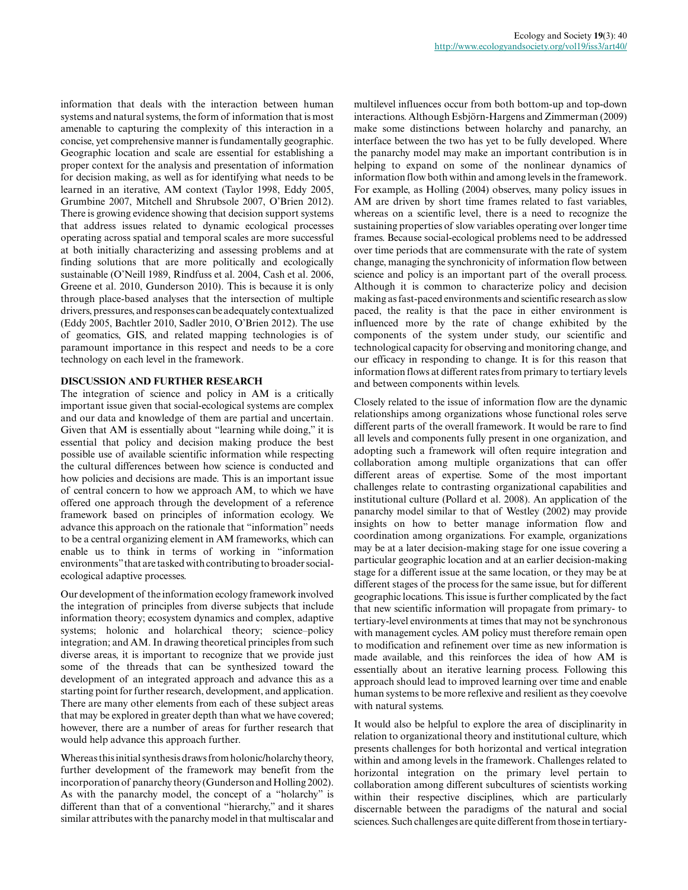information that deals with the interaction between human systems and natural systems, the form of information that is most amenable to capturing the complexity of this interaction in a concise, yet comprehensive manner is fundamentally geographic. Geographic location and scale are essential for establishing a proper context for the analysis and presentation of information for decision making, as well as for identifying what needs to be learned in an iterative, AM context (Taylor 1998, Eddy 2005, Grumbine 2007, Mitchell and Shrubsole 2007, O'Brien 2012). There is growing evidence showing that decision support systems that address issues related to dynamic ecological processes operating across spatial and temporal scales are more successful at both initially characterizing and assessing problems and at finding solutions that are more politically and ecologically sustainable (O'Neill 1989, Rindfuss et al. 2004, Cash et al. 2006, Greene et al. 2010, Gunderson 2010). This is because it is only through place-based analyses that the intersection of multiple drivers, pressures, and responses can be adequately contextualized (Eddy 2005, Bachtler 2010, Sadler 2010, O'Brien 2012). The use of geomatics, GIS, and related mapping technologies is of paramount importance in this respect and needs to be a core technology on each level in the framework.

## DISCUSSION AND FURTHER RESEARCH

The integration of science and policy in AM is a critically important issue given that social-ecological systems are complex and our data and knowledge of them are partial and uncertain. Given that AM is essentially about "learning while doing," it is essential that policy and decision making produce the best possible use of available scientific information while respecting the cultural differences between how science is conducted and how policies and decisions are made. This is an important issue of central concern to how we approach AM, to which we have offered one approach through the development of a reference framework based on principles of information ecology. We advance this approach on the rationale that "information" needs to be a central organizing element in AM frameworks, which can enable us to think in terms of working in "information environments" that are tasked with contributing to broader social-ecological adaptive processes.

Our development of the information ecology framework involved the integration of principles from diverse subjects that include information theory; ecosystem dynamics and complex, adaptive systems; holonic and holarchical theory; science–policy integration; and AM. In drawing theoretical principles from such diverse areas, it is important to recognize that we provide just some of the threads that can be synthesized toward the development of an integrated approach and advance this as a starting point for further research, development, and application. There are many other elements from each of these subject areas that may be explored in greater depth than what we have covered; however, there are a number of areas for further research that would help advance this approach further.

Whereas this initial synthesis draws from holonic/holarchy theory, further development of the framework may benefit from the incorporation of panarchy theory (Gunderson and Holling 2002). As with the panarchy model, the concept of a "holarchy" is different than that of a conventional "hierarchy," and it shares similar attributes with the panarchy model in that multiscalar and multilevel influences occur from both bottom-up and top-down interactions. Although Esbjörn-Hargens and Zimmerman (2009) make some distinctions between holarchy and panarchy, an interface between the two has yet to be fully developed. Where the panarchy model may make an important contribution is in helping to expand on some of the nonlinear dynamics of information flow both within and among levels in the framework. For example, as Holling (2004) observes, many policy issues in AM are driven by short time frames related to fast variables, whereas on a scientific level, there is a need to recognize the sustaining properties of slow variables operating over longer time frames. Because social-ecological problems need to be addressed over time periods that are commensurate with the rate of system change, managing the synchronicity of information flow between science and policy is an important part of the overall process. Although it is common to characterize policy and decision making as fast-paced environments and scientific research as slow paced, the reality is that the pace in either environment is influenced more by the rate of change exhibited by the components of the system under study, our scientific and technological capacity for observing and monitoring change, and our efficacy in responding to change. It is for this reason that information flows at different rates from primary to tertiary levels and between components within levels.

Closely related to the issue of information flow are the dynamic relationships among organizations whose functional roles serve different parts of the overall framework. It would be rare to find all levels and components fully present in one organization, and adopting such a framework will often require integration and collaboration among multiple organizations that can offer different areas of expertise. Some of the most important challenges relate to contrasting organizational capabilities and institutional culture (Pollard et al. 2008). An application of the panarchy model similar to that of Westley (2002) may provide insights on how to better manage information flow and coordination among organizations. For example, organizations may be at a later decision-making stage for one issue covering a particular geographic location and at an earlier decision-making stage for a different issue at the same location, or they may be at different stages of the process for the same issue, but for different geographic locations. This issue is further complicated by the fact that new scientific information will propagate from primary- to tertiary-level environments at times that may not be synchronous with management cycles. AM policy must therefore remain open to modification and refinement over time as new information is made available, and this reinforces the idea of how AM is essentially about an iterative learning process. Following this approach should lead to improved learning over time and enable human systems to be more reflexive and resilient as they coevolve with natural systems.

It would also be helpful to explore the area of disciplinarity in relation to organizational theory and institutional culture, which presents challenges for both horizontal and vertical integration within and among levels in the framework. Challenges related to horizontal integration on the primary level pertain to collaboration among different subcultures of scientists working within their respective disciplines, which are particularly discernable between the paradigms of the natural and social sciences. Such challenges are quite different from those in tertiary-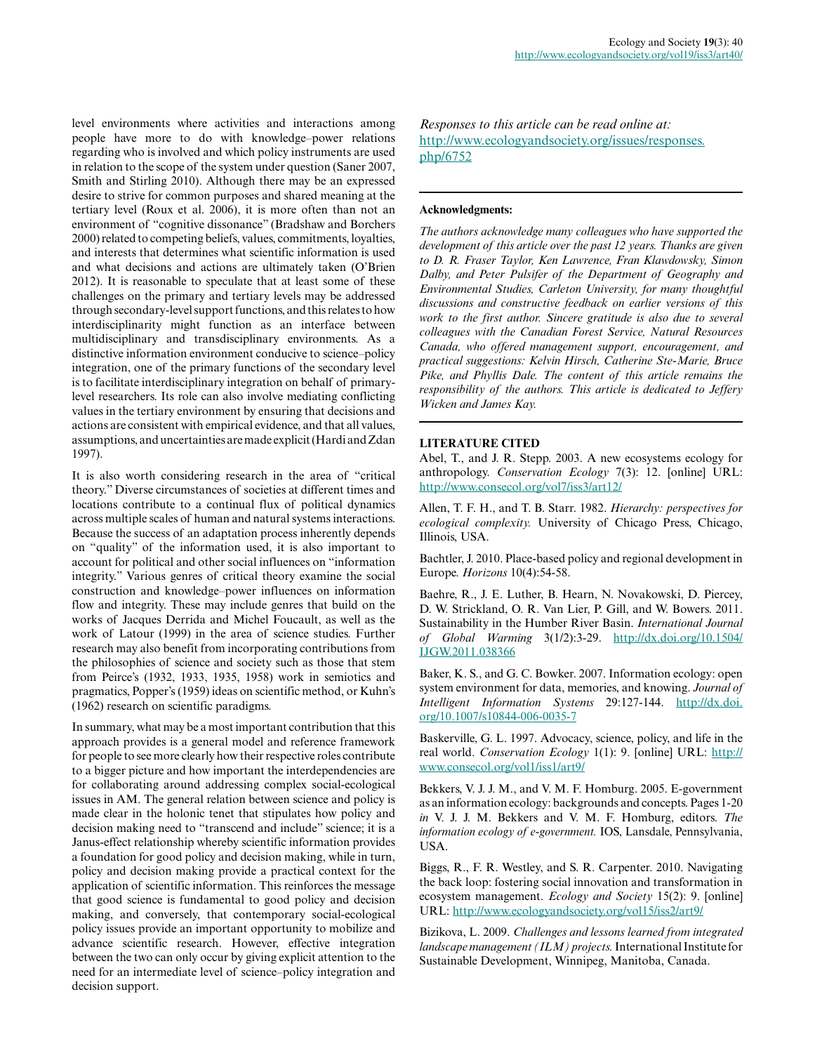level environments where activities and interactions among people have more to do with knowledge–power relations regarding who is involved and which policy instruments are used in relation to the scope of the system under question (Saner 2007, Smith and Stirling 2010). Although there may be an expressed desire to strive for common purposes and shared meaning at the tertiary level (Roux et al. 2006), it is more often than not an environment of "cognitive dissonance" (Bradshaw and Borchers 2000) related to competing beliefs, values, commitments, loyalties, and interests that determines what scientific information is used and what decisions and actions are ultimately taken (O'Brien 2012). It is reasonable to speculate that at least some of these challenges on the primary and tertiary levels may be addressed through secondary-level support functions, and this relates to how interdisciplinarity might function as an interface between multidisciplinary and transdisciplinary environments. As a distinctive information environment conducive to science–policy integration, one of the primary functions of the secondary level is to facilitate interdisciplinary integration on behalf of primary-level researchers. Its role can also involve mediating conflicting values in the tertiary environment by ensuring that decisions and actions are consistent with empirical evidence, and that all values, assumptions, and uncertainties are made explicit (Hardi and Zdan 1997).

It is also worth considering research in the area of "critical theory." Diverse circumstances of societies at different times and locations contribute to a continual flux of political dynamics across multiple scales of human and natural systems interactions. Because the success of an adaptation process inherently depends on "quality" of the information used, it is also important to account for political and other social influences on "information integrity." Various genres of critical theory examine the social construction and knowledge–power influences on information flow and integrity. These may include genres that build on the works of Jacques Derrida and Michel Foucault, as well as the work of Latour (1999) in the area of science studies. Further research may also benefit from incorporating contributions from the philosophies of science and society such as those that stem from Peirce's (1932, 1933, 1935, 1958) work in semiotics and pragmatics, Popper's (1959) ideas on scientific method, or Kuhn's (1962) research on scientific paradigms.

In summary, what may be a most important contribution that this approach provides is a general model and reference framework for people to see more clearly how their respective roles contribute to a bigger picture and how important the interdependencies are for collaborating around addressing complex social-ecological issues in AM. The general relation between science and policy is made clear in the holonic tenet that stipulates how policy and decision making need to "transcend and include" science; it is a Janus-effect relationship whereby scientific information provides a foundation for good policy and decision making, while in turn, policy and decision making provide a practical context for the application of scientific information. This reinforces the message that good science is fundamental to good policy and decision making, and conversely, that contemporary social-ecological policy issues provide an important opportunity to mobilize and advance scientific research. However, effective integration between the two can only occur by giving explicit attention to the need for an intermediate level of science–policy integration and decision support.

*Responses to this article can be read online at:* http://www.ecologyandsociety.org/issues/responses.php/6752

**Acknowledgments:**

*The authors acknowledge many colleagues who have supported the development of this article over the past 12 years. Thanks are given to D. R. Fraser Taylor, Ken Lawrence, Fran Klawdowsky, Simon Dalby, and Peter Pulsifer of the Department of Geography and Environmental Studies, Carleton University, for many thoughtful discussions and constructive feedback on earlier versions of this work to the first author. Sincere gratitude is also due to several colleagues with the Canadian Forest Service, Natural Resources Canada, who offered management support, encouragement, and practical suggestions: Kelvin Hirsch, Catherine Ste-Marie, Bruce Pike, and Phyllis Dale. The content of this article remains the responsibility of the authors. This article is dedicated to Jeffery Wicken and James Kay.*

## LITERATURE CITED

Abel, T., and J. R. Stepp. 2003. A new ecosystems ecology for anthropology. *Conservation Ecology* 7(3): 12. [online] URL: http://www.consecol.org/vol7/iss3/art12/

Allen, T. F. H., and T. B. Starr. 1982. *Hierarchy: perspectives for ecological complexity.* University of Chicago Press, Chicago, Illinois, USA.

Bachtler, J. 2010. Place-based policy and regional development in Europe. *Horizons* 10(4):54-58.

Baehre, R., J. E. Luther, B. Hearn, N. Novakowski, D. Piercey, D. W. Strickland, O. R. Van Lier, P. Gill, and W. Bowers. 2011. Sustainability in the Humber River Basin. *International Journal of Global Warming* 3(1/2):3-29. http://dx.doi.org/10.1504/IJGW.2011.038366

Baker, K. S., and G. C. Bowker. 2007. Information ecology: open system environment for data, memories, and knowing. *Journal of Intelligent Information Systems* 29:127-144. http://dx.doi.org/10.1007/s10844-006-0035-7

Baskerville, G. L. 1997. Advocacy, science, policy, and life in the real world. *Conservation Ecology* 1(1): 9. [online] URL: http://www.consecol.org/vol1/iss1/art9/

Bekkers, V. J. J. M., and V. M. F. Homburg. 2005. E-government as an information ecology: backgrounds and concepts. Pages 1-20 *in* V. J. J. M. Bekkers and V. M. F. Homburg, editors. *The information ecology of e-government.* IOS, Lansdale, Pennsylvania, USA.

Biggs, R., F. R. Westley, and S. R. Carpenter. 2010. Navigating the back loop: fostering social innovation and transformation in ecosystem management. *Ecology and Society* 15(2): 9. [online] URL: http://www.ecologyandsociety.org/vol15/iss2/art9/

Bizikova, L. 2009. *Challenges and lessons learned from integrated landscape management (ILM) projects.* International Institute for Sustainable Development, Winnipeg, Manitoba, Canada.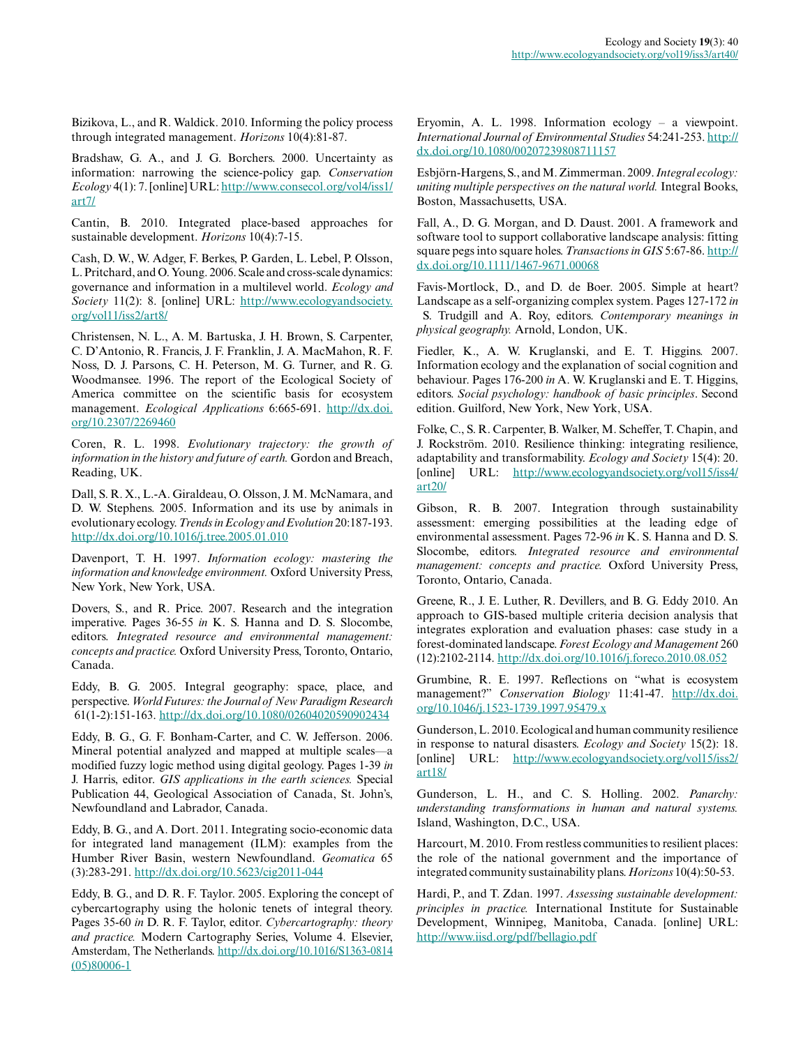Bizikova, L., and R. Waldick. 2010. Informing the policy process through integrated management. *Horizons* 10(4):81-87.

Bradshaw, G. A., and J. G. Borchers. 2000. Uncertainty as information: narrowing the science-policy gap. *Conservation Ecology* 4(1): 7. [online] URL: http://www.consecol.org/vol4/iss1/art7/

Cantin, B. 2010. Integrated place-based approaches for sustainable development. *Horizons* 10(4):7-15.

Cash, D. W., W. Adger, F. Berkes, P. Garden, L. Lebel, P. Olsson, L. Pritchard, and O. Young. 2006. Scale and cross-scale dynamics: governance and information in a multilevel world. *Ecology and Society* 11(2): 8. [online] URL: http://www.ecologyandsociety.org/vol11/iss2/art8/

Christensen, N. L., A. M. Bartuska, J. H. Brown, S. Carpenter, C. D'Antonio, R. Francis, J. F. Franklin, J. A. MacMahon, R. F. Noss, D. J. Parsons, C. H. Peterson, M. G. Turner, and R. G. Woodmansee. 1996. The report of the Ecological Society of America committee on the scientific basis for ecosystem management. *Ecological Applications* 6:665-691. http://dx.doi.org/10.2307/2269460

Coren, R. L. 1998. *Evolutionary trajectory: the growth of information in the history and future of earth.* Gordon and Breach, Reading, UK.

Dall, S. R. X., L.-A. Giraldeau, O. Olsson, J. M. McNamara, and D. W. Stephens. 2005. Information and its use by animals in evolutionary ecology. *Trends in Ecology and Evolution* 20:187-193. http://dx.doi.org/10.1016/j.tree.2005.01.010

Davenport, T. H. 1997. *Information ecology: mastering the information and knowledge environment.* Oxford University Press, New York, New York, USA.

Dovers, S., and R. Price. 2007. Research and the integration imperative. Pages 36-55 *in* K. S. Hanna and D. S. Slocombe, editors. *Integrated resource and environmental management: concepts and practice.* Oxford University Press, Toronto, Ontario, Canada.

Eddy, B. G. 2005. Integral geography: space, place, and perspective. *World Futures: the Journal of New Paradigm Research* 61(1-2):151-163. http://dx.doi.org/10.1080/02604020590902434

Eddy, B. G., G. F. Bonham-Carter, and C. W. Jefferson. 2006. Mineral potential analyzed and mapped at multiple scales—a modified fuzzy logic method using digital geology. Pages 1-39 *in* J. Harris, editor. *GIS applications in the earth sciences.* Special Publication 44, Geological Association of Canada, St. John's, Newfoundland and Labrador, Canada.

Eddy, B. G., and A. Dort. 2011. Integrating socio-economic data for integrated land management (ILM): examples from the Humber River Basin, western Newfoundland. *Geomatica* 65 (3):283-291. http://dx.doi.org/10.5623/cig2011-044

Eddy, B. G., and D. R. F. Taylor. 2005. Exploring the concept of cybercartography using the holonic tenets of integral theory. Pages 35-60 *in* D. R. F. Taylor, editor. *Cybercartography: theory and practice.* Modern Cartography Series, Volume 4. Elsevier, Amsterdam, The Netherlands. http://dx.doi.org/10.1016/S1363-0814(05)80006-1

Eryomin, A. L. 1998. Information ecology – a viewpoint. *International Journal of Environmental Studies* 54:241-253. http://dx.doi.org/10.1080/00207239808711157

Esbjörn-Hargens, S., and M. Zimmerman. 2009. *Integral ecology: uniting multiple perspectives on the natural world.* Integral Books, Boston, Massachusetts, USA.

Fall, A., D. G. Morgan, and D. Daust. 2001. A framework and software tool to support collaborative landscape analysis: fitting square pegs into square holes. *Transactions in GIS* 5:67-86. http://dx.doi.org/10.1111/1467-9671.00068

Favis-Mortlock, D., and D. de Boer. 2005. Simple at heart? Landscape as a self-organizing complex system. Pages 127-172 *in* S. Trudgill and A. Roy, editors. *Contemporary meanings in physical geography.* Arnold, London, UK.

Fiedler, K., A. W. Kruglanski, and E. T. Higgins. 2007. Information ecology and the explanation of social cognition and behaviour. Pages 176-200 *in* A. W. Kruglanski and E. T. Higgins, editors. *Social psychology: handbook of basic principles*. Second edition. Guilford, New York, New York, USA.

Folke, C., S. R. Carpenter, B. Walker, M. Scheffer, T. Chapin, and J. Rockström. 2010. Resilience thinking: integrating resilience, adaptability and transformability. *Ecology and Society* 15(4): 20. [online] URL: http://www.ecologyandsociety.org/vol15/iss4/art20/

Gibson, R. B. 2007. Integration through sustainability assessment: emerging possibilities at the leading edge of environmental assessment. Pages 72-96 *in* K. S. Hanna and D. S. Slocombe, editors. *Integrated resource and environmental management: concepts and practice.* Oxford University Press, Toronto, Ontario, Canada.

Greene, R., J. E. Luther, R. Devillers, and B. G. Eddy 2010. An approach to GIS-based multiple criteria decision analysis that integrates exploration and evaluation phases: case study in a forest-dominated landscape. *Forest Ecology and Management* 260 (12):2102-2114. http://dx.doi.org/10.1016/j.foreco.2010.08.052

Grumbine, R. E. 1997. Reflections on "what is ecosystem management?" *Conservation Biology* 11:41-47. http://dx.doi.org/10.1046/j.1523-1739.1997.95479.x

Gunderson, L. 2010. Ecological and human community resilience in response to natural disasters. *Ecology and Society* 15(2): 18. [online] URL: http://www.ecologyandsociety.org/vol15/iss2/art18/

Gunderson, L. H., and C. S. Holling. 2002. *Panarchy: understanding transformations in human and natural systems.* Island, Washington, D.C., USA.

Harcourt, M. 2010. From restless communities to resilient places: the role of the national government and the importance of integrated community sustainability plans. *Horizons* 10(4):50-53.

Hardi, P., and T. Zdan. 1997. *Assessing sustainable development: principles in practice.* International Institute for Sustainable Development, Winnipeg, Manitoba, Canada. [online] URL: http://www.iisd.org/pdf/bellagio.pdf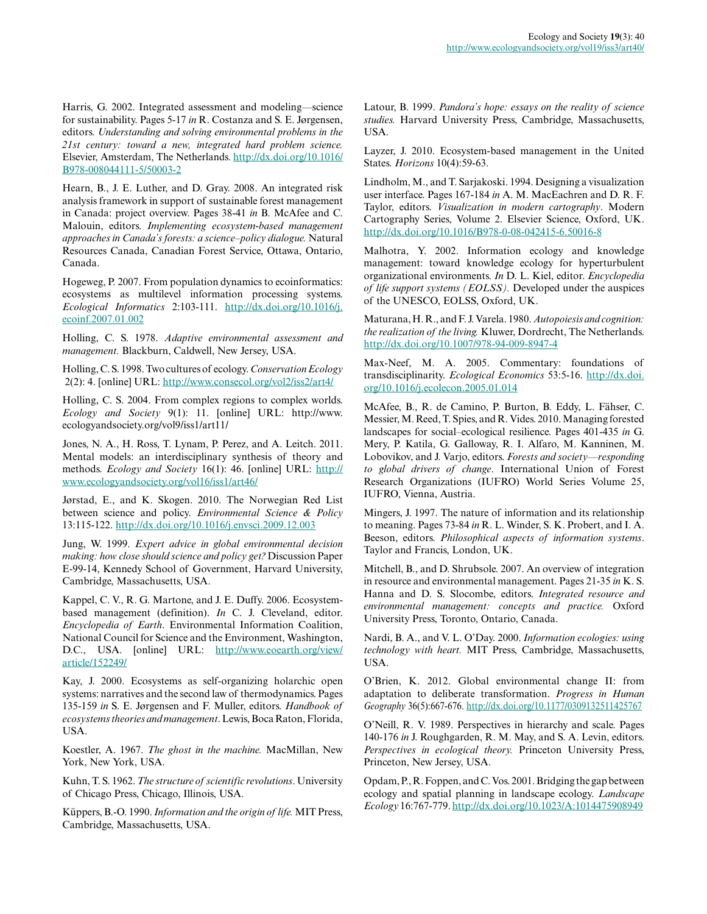Harris, G. 2002. Integrated assessment and modeling—science for sustainability. Pages 5-17 *in* R. Costanza and S. E. Jørgensen, editors. *Understanding and solving environmental problems in the 21st century: toward a new, integrated hard problem science.* Elsevier, Amsterdam, The Netherlands. http://dx.doi.org/10.1016/B978-008044111-5/50003-2

Hearn, B., J. E. Luther, and D. Gray. 2008. An integrated risk analysis framework in support of sustainable forest management in Canada: project overview. Pages 38-41 *in* B. McAfee and C. Malouin, editors. *Implementing ecosystem-based management approaches in Canada's forests: a science–policy dialogue.* Natural Resources Canada, Canadian Forest Service, Ottawa, Ontario, Canada.

Hogeweg, P. 2007. From population dynamics to ecoinformatics: ecosystems as multilevel information processing systems. *Ecological Informatics* 2:103-111. http://dx.doi.org/10.1016/j.ecoinf.2007.01.002

Holling, C. S. 1978. *Adaptive environmental assessment and management.* Blackburn, Caldwell, New Jersey, USA.

Holling, C. S. 1998. Two cultures of ecology. *Conservation Ecology* 2(2): 4. [online] URL: http://www.consecol.org/vol2/iss2/art4/

Holling, C. S. 2004. From complex regions to complex worlds. *Ecology and Society* 9(1): 11. [online] URL: http://www.ecologyandsociety.org/vol9/iss1/art11/

Jones, N. A., H. Ross, T. Lynam, P. Perez, and A. Leitch. 2011. Mental models: an interdisciplinary synthesis of theory and methods. *Ecology and Society* 16(1): 46. [online] URL: http://www.ecologyandsociety.org/vol16/iss1/art46/

Jørstad, E., and K. Skogen. 2010. The Norwegian Red List between science and policy. *Environmental Science & Policy* 13:115-122. http://dx.doi.org/10.1016/j.envsci.2009.12.003

Jung, W. 1999. *Expert advice in global environmental decision making: how close should science and policy get?* Discussion Paper E-99-14, Kennedy School of Government, Harvard University, Cambridge, Massachusetts, USA.

Kappel, C. V., R. G. Martone, and J. E. Duffy. 2006. Ecosystem-based management (definition). *In* C. J. Cleveland, editor. *Encyclopedia of Earth*. Environmental Information Coalition, National Council for Science and the Environment, Washington, D.C., USA. [online] URL: http://www.eoearth.org/view/article/152249/

Kay, J. 2000. Ecosystems as self-organizing holarchic open systems: narratives and the second law of thermodynamics. Pages 135-159 *in* S. E. Jørgensen and F. Muller, editors. *Handbook of ecosystems theories and management*. Lewis, Boca Raton, Florida, USA.

Koestler, A. 1967. *The ghost in the machine.* MacMillan, New York, New York, USA.

Kuhn, T. S. 1962. *The structure of scientific revolutions*. University of Chicago Press, Chicago, Illinois, USA.

Küppers, B.-O. 1990. *Information and the origin of life.* MIT Press, Cambridge, Massachusetts, USA.

Latour, B. 1999. *Pandora's hope: essays on the reality of science studies.* Harvard University Press, Cambridge, Massachusetts, USA.

Layzer, J. 2010. Ecosystem-based management in the United States. *Horizons* 10(4):59-63.

Lindholm, M., and T. Sarjakoski. 1994. Designing a visualization user interface. Pages 167-184 *in* A. M. MacEachren and D. R. F. Taylor, editors. *Visualization in modern cartography*. Modern Cartography Series, Volume 2. Elsevier Science, Oxford, UK. http://dx.doi.org/10.1016/B978-0-08-042415-6.50016-8

Malhotra, Y. 2002. Information ecology and knowledge management: toward knowledge ecology for hyperturbulent organizational environments. *In* D. L. Kiel, editor. *Encyclopedia of life support systems (EOLSS).* Developed under the auspices of the UNESCO, EOLSS, Oxford, UK.

Maturana, H. R., and F. J. Varela. 1980. *Autopoiesis and cognition: the realization of the living.* Kluwer, Dordrecht, The Netherlands. http://dx.doi.org/10.1007/978-94-009-8947-4

Max-Neef, M. A. 2005. Commentary: foundations of transdisciplinarity. *Ecological Economics* 53:5-16. http://dx.doi.org/10.1016/j.ecolecon.2005.01.014

McAfee, B., R. de Camino, P. Burton, B. Eddy, L. Fähser, C. Messier, M. Reed, T. Spies, and R. Vides. 2010. Managing forested landscapes for social–ecological resilience. Pages 401-435 *in* G. Mery, P. Katila, G. Galloway, R. I. Alfaro, M. Kanninen, M. Lobovikov, and J. Varjo, editors. *Forests and society—responding to global drivers of change*. International Union of Forest Research Organizations (IUFRO) World Series Volume 25, IUFRO, Vienna, Austria.

Mingers, J. 1997. The nature of information and its relationship to meaning. Pages 73-84 *in* R. L. Winder, S. K. Probert, and I. A. Beeson, editors. *Philosophical aspects of information systems*. Taylor and Francis, London, UK.

Mitchell, B., and D. Shrubsole. 2007. An overview of integration in resource and environmental management. Pages 21-35 *in* K. S. Hanna and D. S. Slocombe, editors. *Integrated resource and environmental management: concepts and practice.* Oxford University Press, Toronto, Ontario, Canada.

Nardi, B. A., and V. L. O'Day. 2000. *Information ecologies: using technology with heart.* MIT Press, Cambridge, Massachusetts, USA.

O'Brien, K. 2012. Global environmental change II: from adaptation to deliberate transformation. *Progress in Human Geography* 36(5):667-676. http://dx.doi.org/10.1177/0309132511425767

O'Neill, R. V. 1989. Perspectives in hierarchy and scale. Pages 140-176 *in* J. Roughgarden, R. M. May, and S. A. Levin, editors. *Perspectives in ecological theory.* Princeton University Press, Princeton, New Jersey, USA.

Opdam, P., R. Foppen, and C. Vos. 2001. Bridging the gap between ecology and spatial planning in landscape ecology. *Landscape Ecology* 16:767-779. http://dx.doi.org/10.1023/A:1014475908949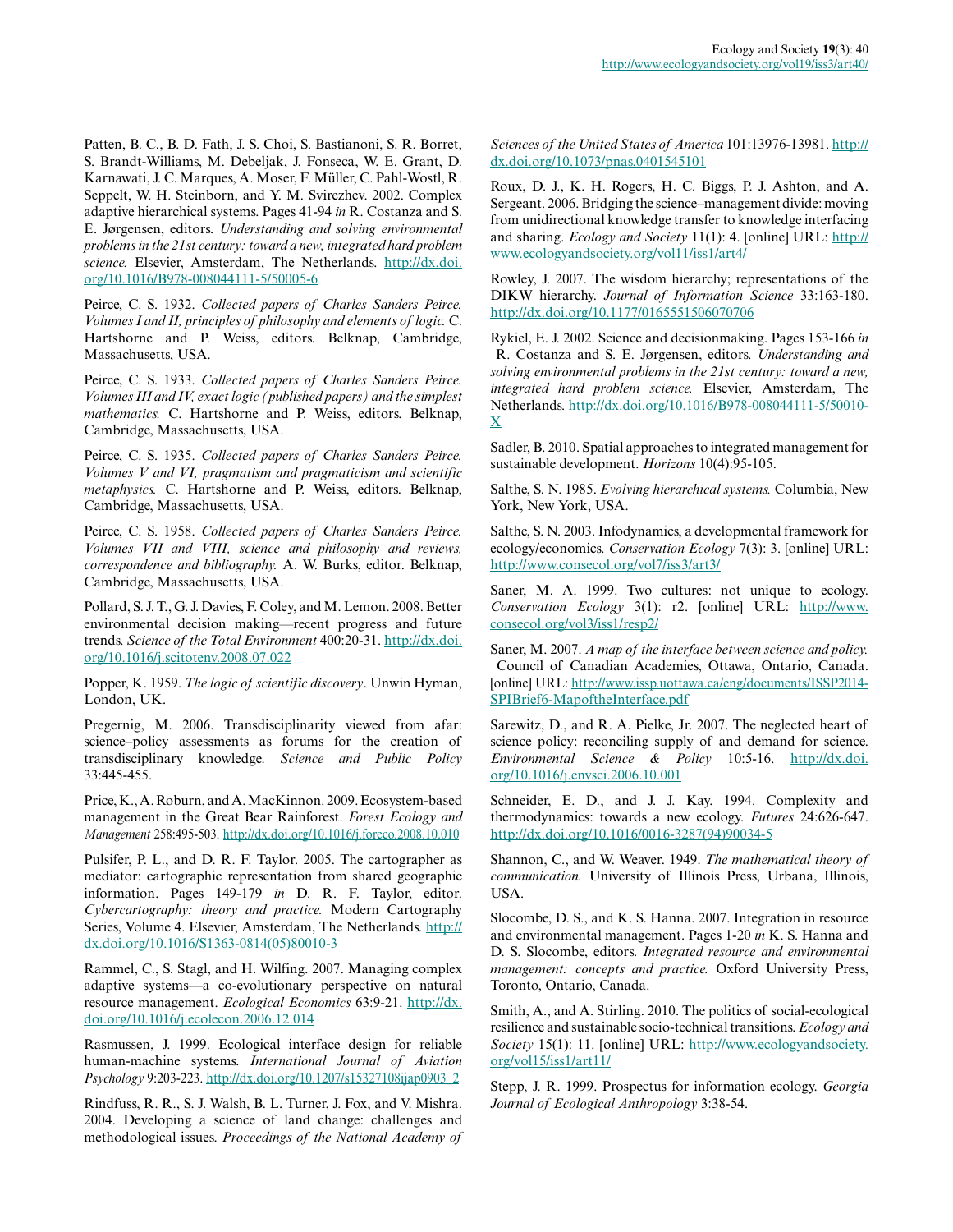Patten, B. C., B. D. Fath, J. S. Choi, S. Bastianoni, S. R. Borret, S. Brandt-Williams, M. Debeljak, J. Fonseca, W. E. Grant, D. Karnawati, J. C. Marques, A. Moser, F. Müller, C. Pahl-Wostl, R. Seppelt, W. H. Steinborn, and Y. M. Svirezhev. 2002. Complex adaptive hierarchical systems. Pages 41-94 *in* R. Costanza and S. E. Jørgensen, editors. *Understanding and solving environmental problems in the 21st century: toward a new, integrated hard problem science.* Elsevier, Amsterdam, The Netherlands. http://dx.doi.org/10.1016/B978-008044111-5/50005-6

Peirce, C. S. 1932. *Collected papers of Charles Sanders Peirce. Volumes I and II, principles of philosophy and elements of logic.* C. Hartshorne and P. Weiss, editors. Belknap, Cambridge, Massachusetts, USA.

Peirce, C. S. 1933. *Collected papers of Charles Sanders Peirce. Volumes III and IV, exact logic (published papers) and the simplest mathematics.* C. Hartshorne and P. Weiss, editors. Belknap, Cambridge, Massachusetts, USA.

Peirce, C. S. 1935. *Collected papers of Charles Sanders Peirce. Volumes V and VI, pragmatism and pragmaticism and scientific metaphysics.* C. Hartshorne and P. Weiss, editors. Belknap, Cambridge, Massachusetts, USA.

Peirce, C. S. 1958. *Collected papers of Charles Sanders Peirce. Volumes VII and VIII, science and philosophy and reviews, correspondence and bibliography.* A. W. Burks, editor. Belknap, Cambridge, Massachusetts, USA.

Pollard, S. J. T., G. J. Davies, F. Coley, and M. Lemon. 2008. Better environmental decision making—recent progress and future trends. *Science of the Total Environment* 400:20-31. http://dx.doi.org/10.1016/j.scitotenv.2008.07.022

Popper, K. 1959. *The logic of scientific discovery*. Unwin Hyman, London, UK.

Pregernig, M. 2006. Transdisciplinarity viewed from afar: science–policy assessments as forums for the creation of transdisciplinary knowledge. *Science and Public Policy* 33:445-455.

Price, K., A. Roburn, and A. MacKinnon. 2009. Ecosystem-based management in the Great Bear Rainforest. *Forest Ecology and Management* 258:495-503. http://dx.doi.org/10.1016/j.foreco.2008.10.010

Pulsifer, P. L., and D. R. F. Taylor. 2005. The cartographer as mediator: cartographic representation from shared geographic information. Pages 149-179 *in* D. R. F. Taylor, editor. *Cybercartography: theory and practice.* Modern Cartography Series, Volume 4. Elsevier, Amsterdam, The Netherlands. http://dx.doi.org/10.1016/S1363-0814(05)80010-3

Rammel, C., S. Stagl, and H. Wilfing. 2007. Managing complex adaptive systems—a co-evolutionary perspective on natural resource management. *Ecological Economics* 63:9-21. http://dx.doi.org/10.1016/j.ecolecon.2006.12.014

Rasmussen, J. 1999. Ecological interface design for reliable human-machine systems. *International Journal of Aviation Psychology* 9:203-223. http://dx.doi.org/10.1207/s15327108ijap0903_2

Rindfuss, R. R., S. J. Walsh, B. L. Turner, J. Fox, and V. Mishra. 2004. Developing a science of land change: challenges and methodological issues. *Proceedings of the National Academy of Sciences of the United States of America* 101:13976-13981. http://dx.doi.org/10.1073/pnas.0401545101

Roux, D. J., K. H. Rogers, H. C. Biggs, P. J. Ashton, and A. Sergeant. 2006. Bridging the science–management divide: moving from unidirectional knowledge transfer to knowledge interfacing and sharing. *Ecology and Society* 11(1): 4. [online] URL: http://www.ecologyandsociety.org/vol11/iss1/art4/

Rowley, J. 2007. The wisdom hierarchy; representations of the DIKW hierarchy. *Journal of Information Science* 33:163-180. http://dx.doi.org/10.1177/0165551506070706

Rykiel, E. J. 2002. Science and decisionmaking. Pages 153-166 *in* R. Costanza and S. E. Jørgensen, editors. *Understanding and solving environmental problems in the 21st century: toward a new, integrated hard problem science.* Elsevier, Amsterdam, The Netherlands. http://dx.doi.org/10.1016/B978-008044111-5/50010-X

Sadler, B. 2010. Spatial approaches to integrated management for sustainable development. *Horizons* 10(4):95-105.

Salthe, S. N. 1985. *Evolving hierarchical systems.* Columbia, New York, New York, USA.

Salthe, S. N. 2003. Infodynamics, a developmental framework for ecology/economics. *Conservation Ecology* 7(3): 3. [online] URL: http://www.consecol.org/vol7/iss3/art3/

Saner, M. A. 1999. Two cultures: not unique to ecology. *Conservation Ecology* 3(1): r2. [online] URL: http://www.consecol.org/vol3/iss1/resp2/

Saner, M. 2007. *A map of the interface between science and policy.* Council of Canadian Academies, Ottawa, Ontario, Canada. [online] URL: http://www.issp.uottawa.ca/eng/documents/ISSP2014-SPIBrief6-MapoftheInterface.pdf

Sarewitz, D., and R. A. Pielke, Jr. 2007. The neglected heart of science policy: reconciling supply of and demand for science. *Environmental Science & Policy* 10:5-16. http://dx.doi.org/10.1016/j.envsci.2006.10.001

Schneider, E. D., and J. J. Kay. 1994. Complexity and thermodynamics: towards a new ecology. *Futures* 24:626-647. http://dx.doi.org/10.1016/0016-3287(94)90034-5

Shannon, C., and W. Weaver. 1949. *The mathematical theory of communication.* University of Illinois Press, Urbana, Illinois, USA.

Slocombe, D. S., and K. S. Hanna. 2007. Integration in resource and environmental management. Pages 1-20 *in* K. S. Hanna and D. S. Slocombe, editors. *Integrated resource and environmental management: concepts and practice.* Oxford University Press, Toronto, Ontario, Canada.

Smith, A., and A. Stirling. 2010. The politics of social-ecological resilience and sustainable socio-technical transitions. *Ecology and Society* 15(1): 11. [online] URL: http://www.ecologyandsociety.org/vol15/iss1/art11/

Stepp, J. R. 1999. Prospectus for information ecology. *Georgia Journal of Ecological Anthropology* 3:38-54.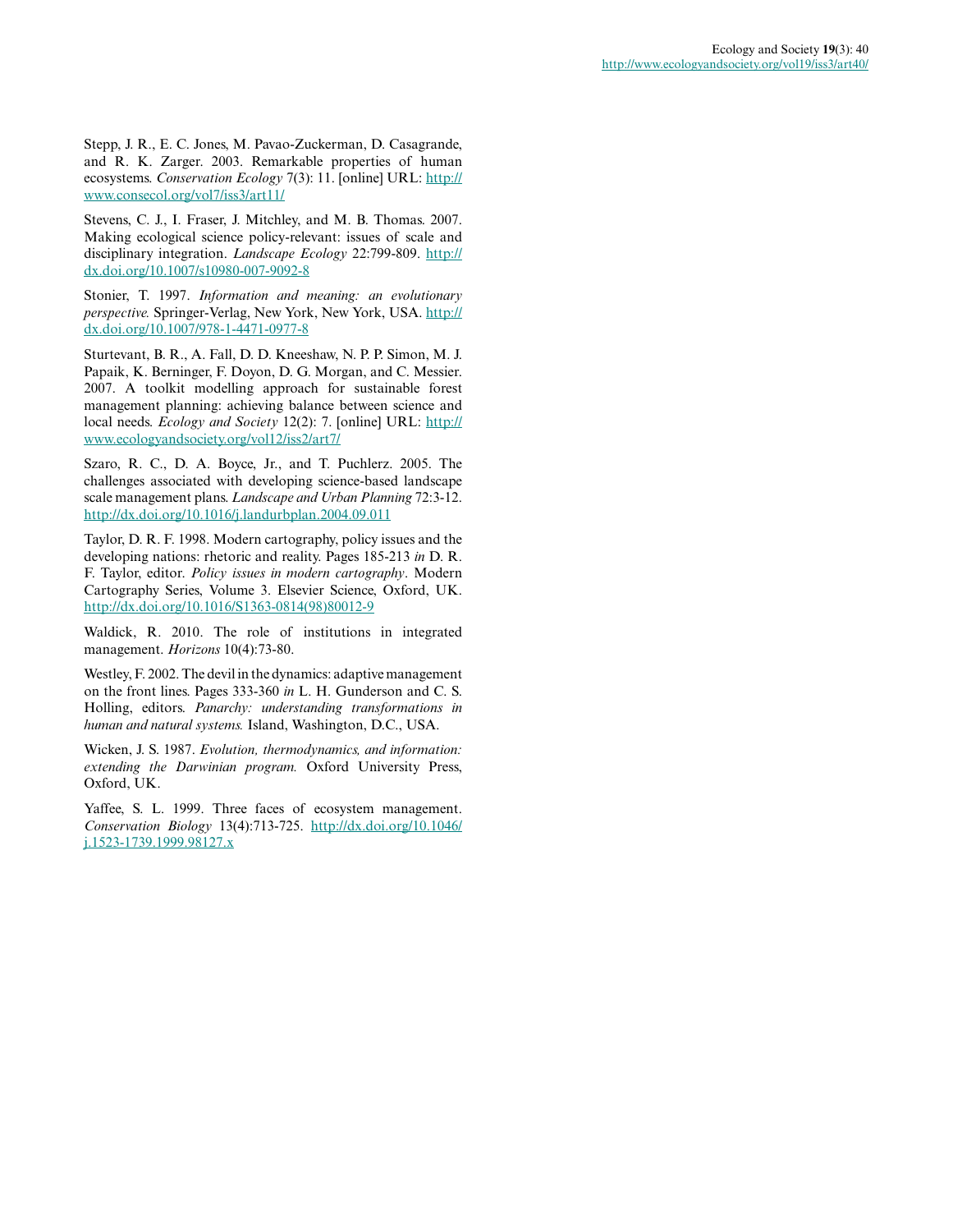Stepp, J. R., E. C. Jones, M. Pavao-Zuckerman, D. Casagrande, and R. K. Zarger. 2003. Remarkable properties of human ecosystems. *Conservation Ecology* 7(3): 11. [online] URL: http://www.consecol.org/vol7/iss3/art11/

Stevens, C. J., I. Fraser, J. Mitchley, and M. B. Thomas. 2007. Making ecological science policy-relevant: issues of scale and disciplinary integration. *Landscape Ecology* 22:799-809. http://dx.doi.org/10.1007/s10980-007-9092-8

Stonier, T. 1997. *Information and meaning: an evolutionary perspective.* Springer-Verlag, New York, New York, USA. http://dx.doi.org/10.1007/978-1-4471-0977-8

Sturtevant, B. R., A. Fall, D. D. Kneeshaw, N. P. P. Simon, M. J. Papaik, K. Berninger, F. Doyon, D. G. Morgan, and C. Messier. 2007. A toolkit modelling approach for sustainable forest management planning: achieving balance between science and local needs. *Ecology and Society* 12(2): 7. [online] URL: http://www.ecologyandsociety.org/vol12/iss2/art7/

Szaro, R. C., D. A. Boyce, Jr., and T. Puchlerz. 2005. The challenges associated with developing science-based landscape scale management plans. *Landscape and Urban Planning* 72:3-12. http://dx.doi.org/10.1016/j.landurbplan.2004.09.011

Taylor, D. R. F. 1998. Modern cartography, policy issues and the developing nations: rhetoric and reality. Pages 185-213 *in* D. R. F. Taylor, editor. *Policy issues in modern cartography*. Modern Cartography Series, Volume 3. Elsevier Science, Oxford, UK. http://dx.doi.org/10.1016/S1363-0814(98)80012-9

Waldick, R. 2010. The role of institutions in integrated management. *Horizons* 10(4):73-80.

Westley, F. 2002. The devil in the dynamics: adaptive management on the front lines. Pages 333-360 *in* L. H. Gunderson and C. S. Holling, editors. *Panarchy: understanding transformations in human and natural systems.* Island, Washington, D.C., USA.

Wicken, J. S. 1987. *Evolution, thermodynamics, and information: extending the Darwinian program.* Oxford University Press, Oxford, UK.

Yaffee, S. L. 1999. Three faces of ecosystem management. *Conservation Biology* 13(4):713-725. http://dx.doi.org/10.1046/j.1523-1739.1999.98127.x